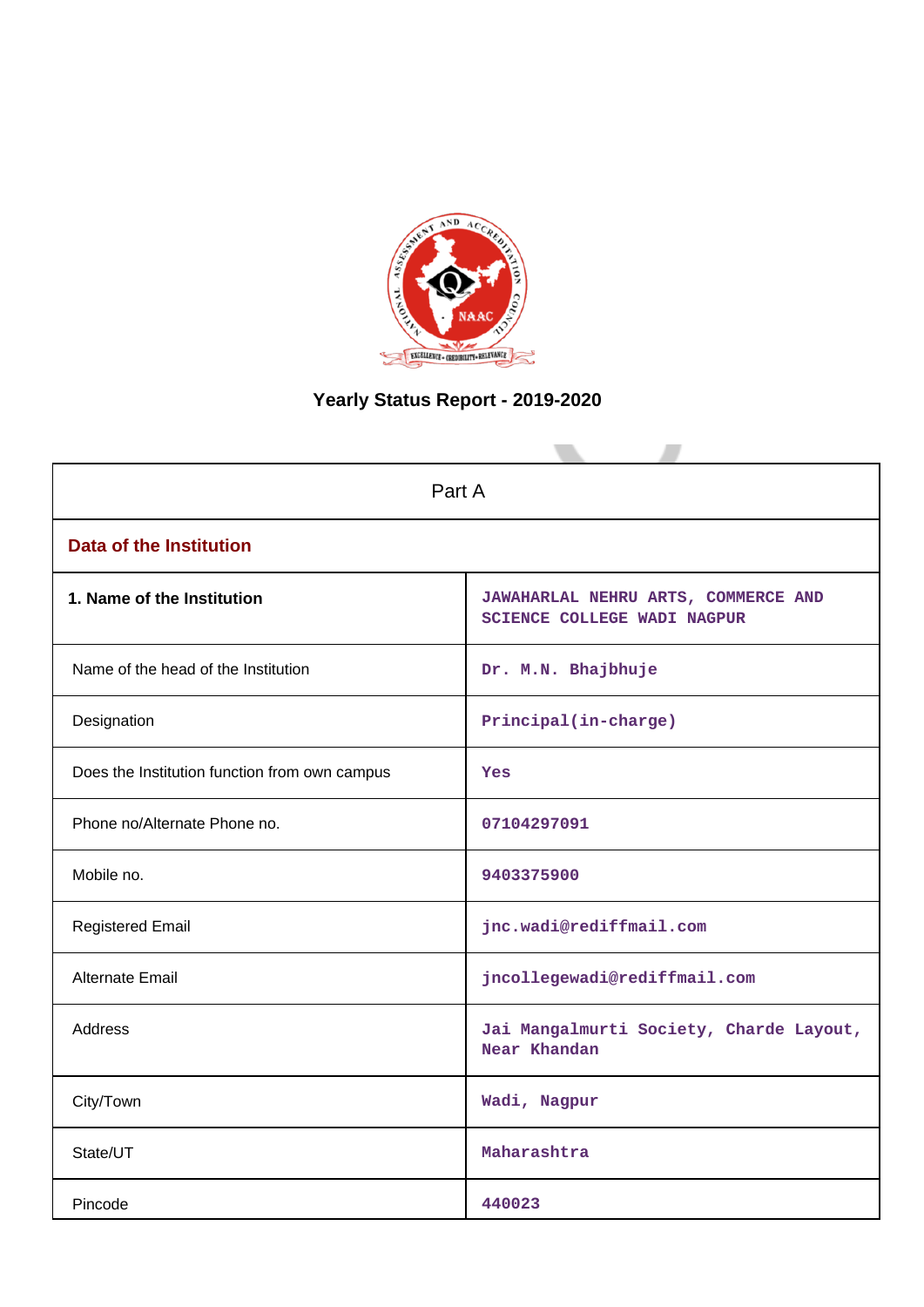# Yearly Status Report - 2019-2020

| Part A | |
|---|---|
| **Data of the Institution** | |
| **1. Name of the Institution** | JAWAHARLAL NEHRU ARTS, COMMERCE AND SCIENCE COLLEGE WADI NAGPUR |
| Name of the head of the Institution | Dr. M.N. Bhajbhuje |
| Designation | Principal(in-charge) |
| Does the Institution function from own campus | Yes |
| Phone no/Alternate Phone no. | 07104297091 |
| Mobile no. | 9403375900 |
| Registered Email | jnc.wadi@rediffmail.com |
| Alternate Email | jncollegewadi@rediffmail.com |
| Address | Jai Mangalmurti Society, Charde Layout, Near Khandan |
| City/Town | Wadi, Nagpur |
| State/UT | Maharashtra |
| Pincode | 440023 |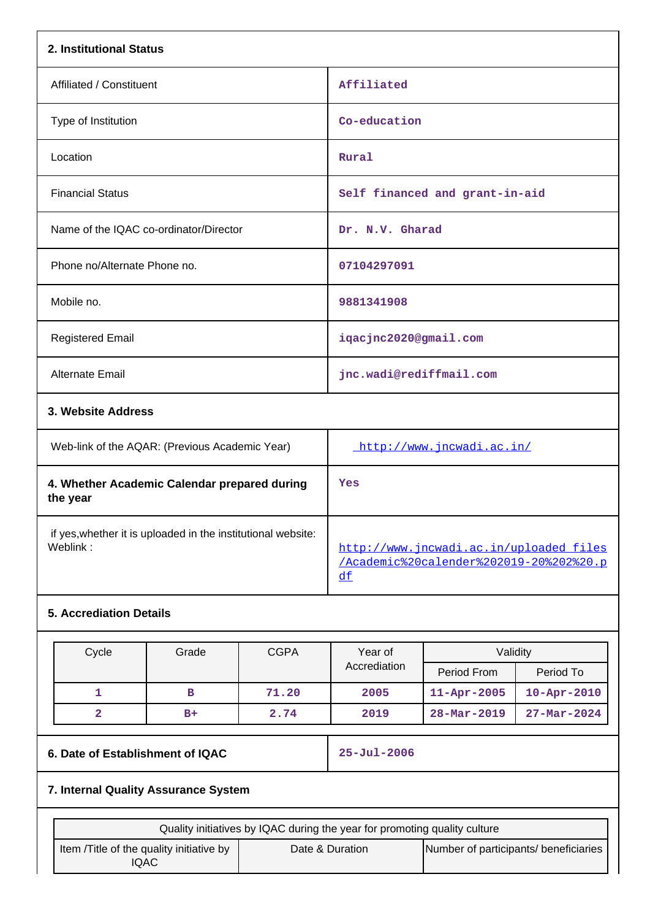## 2. Institutional Status

| | |
|---|---|
| Affiliated / Constituent | Affiliated |
| Type of Institution | Co-education |
| Location | Rural |
| Financial Status | Self financed and grant-in-aid |
| Name of the IQAC co-ordinator/Director | Dr. N.V. Gharad |
| Phone no/Alternate Phone no. | 07104297091 |
| Mobile no. | 9881341908 |
| Registered Email | iqacjnc2020@gmail.com |
| Alternate Email | jnc.wadi@rediffmail.com |

## 3. Website Address

| | |
|---|---|
| Web-link of the AQAR: (Previous Academic Year) | http://www.jncwadi.ac.in/ |
| **4. Whether Academic Calendar prepared during the year** | Yes |
| if yes,whether it is uploaded in the institutional website: Weblink : | http://www.jncwadi.ac.in/uploaded_files/Academic%20calender%202019-20%202%20.pdf |

## 5. Accreditation Details

| Cycle | Grade | CGPA | Year of Accreditation | Validity | |
|---|---|---|---|---|---|
| | | | | Period From | Period To |
| 1 | B | 71.20 | 2005 | 11-Apr-2005 | 10-Apr-2010 |
| 2 | B+ | 2.74 | 2019 | 28-Mar-2019 | 27-Mar-2024 |

| | |
|---|---|
| **6. Date of Establishment of IQAC** | 25-Jul-2006 |

## 7. Internal Quality Assurance System

| Quality initiatives by IQAC during the year for promoting quality culture | | |
|---|---|---|
| Item /Title of the quality initiative by IQAC | Date & Duration | Number of participants/ beneficiaries |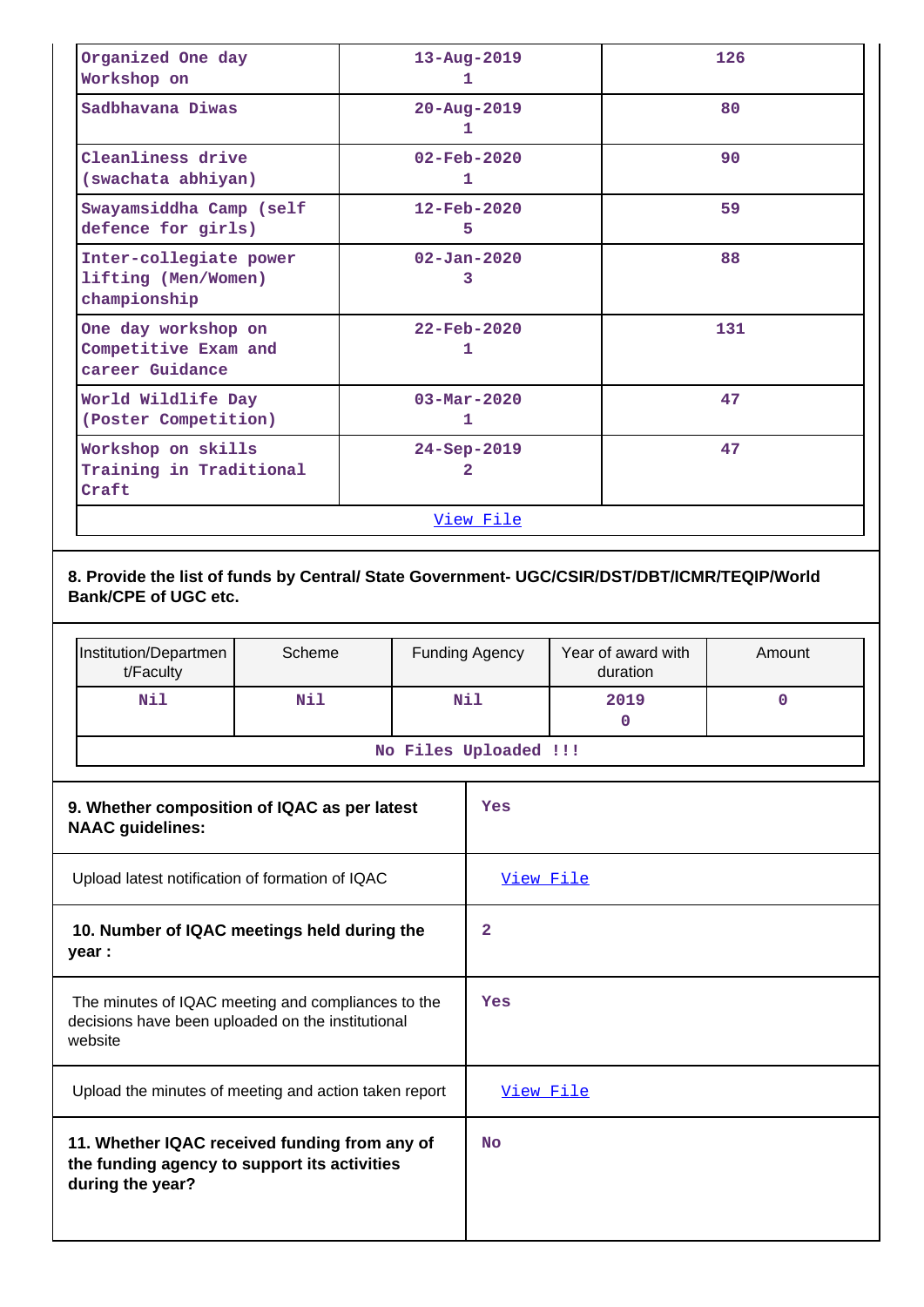| | | |
|---|---|---|
| Organized One day Workshop on | 13-Aug-2019<br>1 | 126 |
| Sadbhavana Diwas | 20-Aug-2019<br>1 | 80 |
| Cleanliness drive (swachata abhiyan) | 02-Feb-2020<br>1 | 90 |
| Swayamsiddha Camp (self defence for girls) | 12-Feb-2020<br>5 | 59 |
| Inter-collegiate power lifting (Men/Women) championship | 02-Jan-2020<br>3 | 88 |
| One day workshop on Competitive Exam and career Guidance | 22-Feb-2020<br>1 | 131 |
| World Wildlife Day (Poster Competition) | 03-Mar-2020<br>1 | 47 |
| Workshop on skills Training in Traditional Craft | 24-Sep-2019<br>2 | 47 |

View File

**8. Provide the list of funds by Central/ State Government- UGC/CSIR/DST/DBT/ICMR/TEQIP/World Bank/CPE of UGC etc.**

| Institution/Department/Faculty | Scheme | Funding Agency | Year of award with duration | Amount |
|---|---|---|---|---|
| Nil | Nil | Nil | 2019<br>0 | 0 |

No Files Uploaded !!!

| | |
|---|---|
| **9. Whether composition of IQAC as per latest NAAC guidelines:** | Yes |
| Upload latest notification of formation of IQAC | View File |
| **10. Number of IQAC meetings held during the year :** | 2 |
| The minutes of IQAC meeting and compliances to the decisions have been uploaded on the institutional website | Yes |
| Upload the minutes of meeting and action taken report | View File |
| **11. Whether IQAC received funding from any of the funding agency to support its activities during the year?** | No |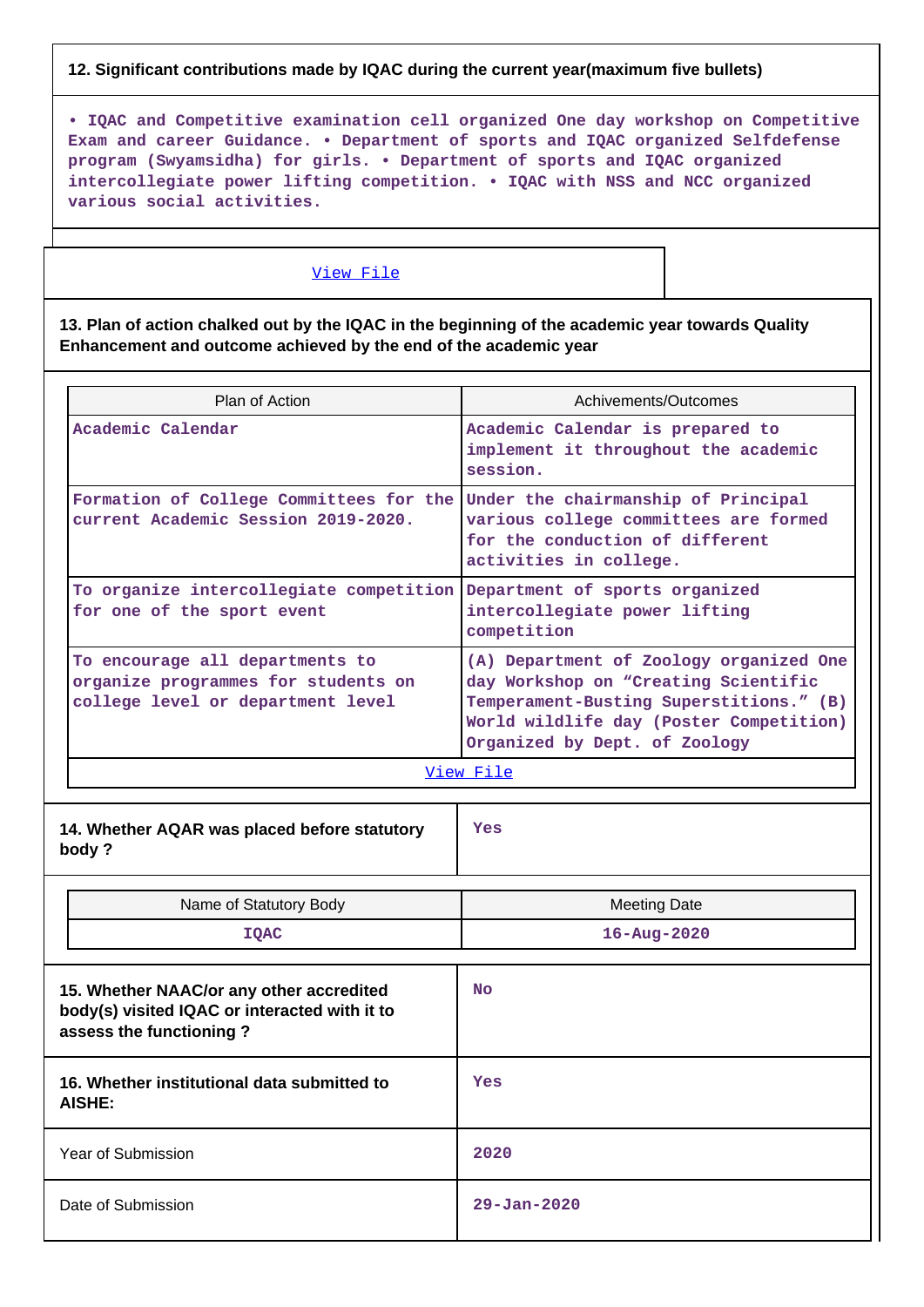**12. Significant contributions made by IQAC during the current year(maximum five bullets)**

• IQAC and Competitive examination cell organized One day workshop on Competitive Exam and career Guidance. • Department of sports and IQAC organized Selfdefense program (Swyamsidha) for girls. • Department of sports and IQAC organized intercollegiate power lifting competition. • IQAC with NSS and NCC organized various social activities.

View File

**13. Plan of action chalked out by the IQAC in the beginning of the academic year towards Quality Enhancement and outcome achieved by the end of the academic year**

| Plan of Action | Achivements/Outcomes |
|---|---|
| Academic Calendar | Academic Calendar is prepared to implement it throughout the academic session. |
| Formation of College Committees for the current Academic Session 2019-2020. | Under the chairmanship of Principal various college committees are formed for the conduction of different activities in college. |
| To organize intercollegiate competition for one of the sport event | Department of sports organized intercollegiate power lifting competition |
| To encourage all departments to organize programmes for students on college level or department level | (A) Department of Zoology organized One day Workshop on “Creating Scientific Temperament-Busting Superstitions.” (B) World wildlife day (Poster Competition) Organized by Dept. of Zoology |

View File

| 14. Whether AQAR was placed before statutory body ? | Yes |
|---|---|

| Name of Statutory Body | Meeting Date |
|---|---|
| IQAC | 16-Aug-2020 |

| | |
|---|---|
| 15. Whether NAAC/or any other accredited body(s) visited IQAC or interacted with it to assess the functioning ? | No |
| 16. Whether institutional data submitted to AISHE: | Yes |
| Year of Submission | 2020 |
| Date of Submission | 29-Jan-2020 |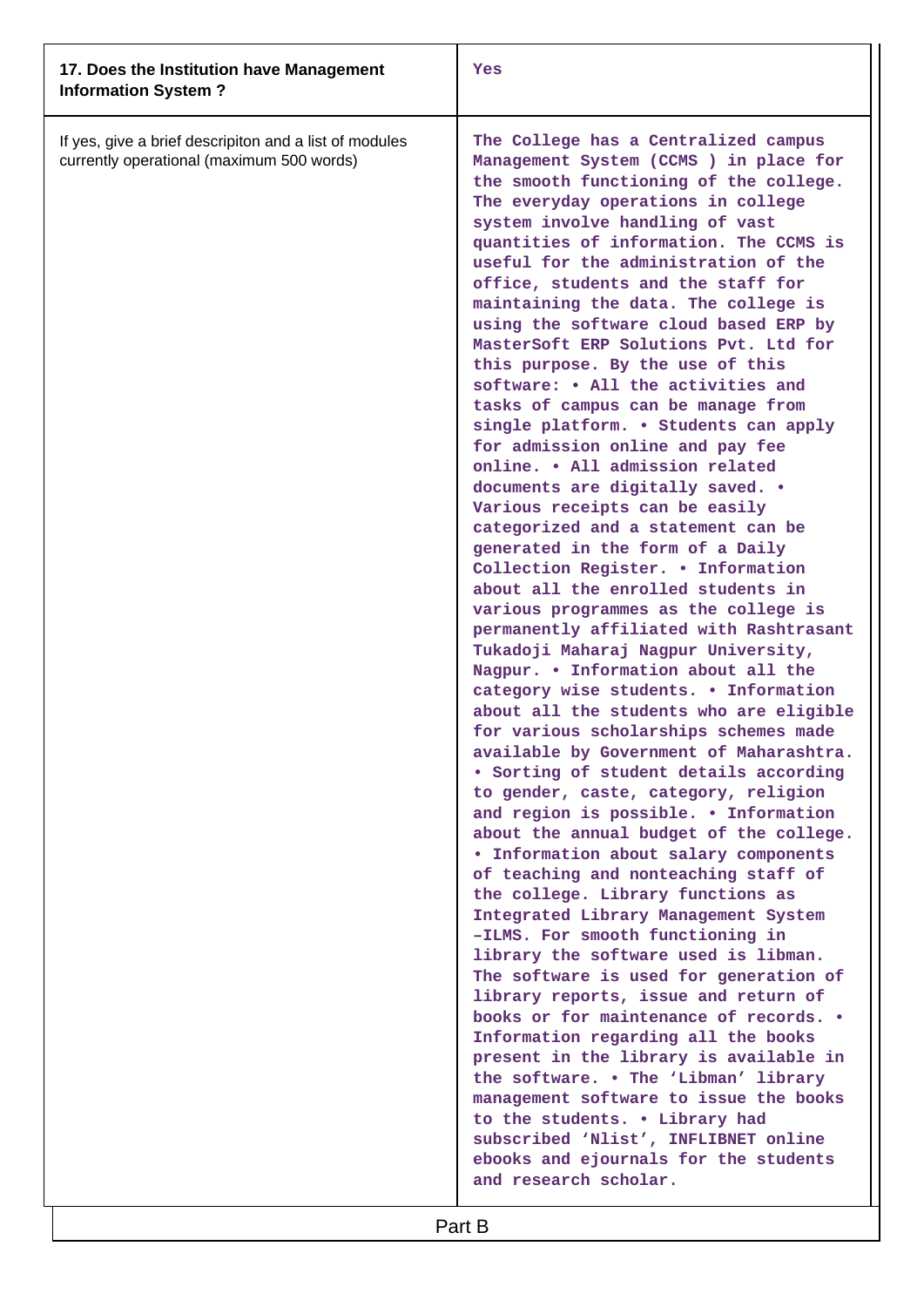| 17. Does the Institution have Management Information System ? | Yes |
|---|---|
| If yes, give a brief descripiton and a list of modules currently operational (maximum 500 words) | The College has a Centralized campus Management System (CCMS ) in place for the smooth functioning of the college. The everyday operations in college system involve handling of vast quantities of information. The CCMS is useful for the administration of the office, students and the staff for maintaining the data. The college is using the software cloud based ERP by MasterSoft ERP Solutions Pvt. Ltd for this purpose. By the use of this software: • All the activities and tasks of campus can be manage from single platform. • Students can apply for admission online and pay fee online. • All admission related documents are digitally saved. • Various receipts can be easily categorized and a statement can be generated in the form of a Daily Collection Register. • Information about all the enrolled students in various programmes as the college is permanently affiliated with Rashtrasant Tukadoji Maharaj Nagpur University, Nagpur. • Information about all the category wise students. • Information about all the students who are eligible for various scholarships schemes made available by Government of Maharashtra. • Sorting of student details according to gender, caste, category, religion and region is possible. • Information about the annual budget of the college. • Information about salary components of teaching and nonteaching staff of the college. Library functions as Integrated Library Management System –ILMS. For smooth functioning in library the software used is libman. The software is used for generation of library reports, issue and return of books or for maintenance of records. • Information regarding all the books present in the library is available in the software. • The 'Libman' library management software to issue the books to the students. • Library had subscribed 'Nlist', INFLIBNET online ebooks and ejournals for the students and research scholar. |

## Part B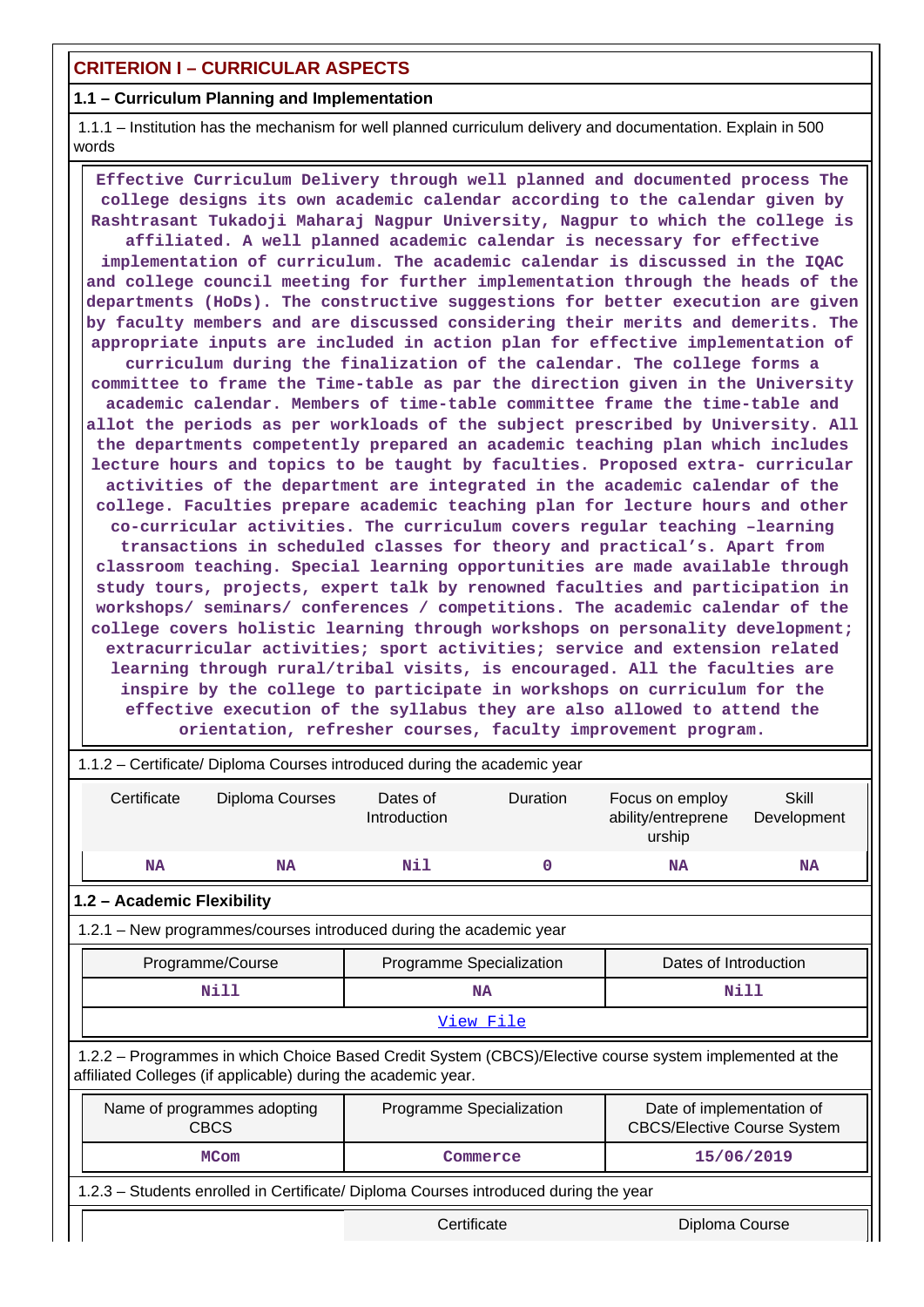## CRITERION I – CURRICULAR ASPECTS

### 1.1 – Curriculum Planning and Implementation

1.1.1 – Institution has the mechanism for well planned curriculum delivery and documentation. Explain in 500 words

**Effective Curriculum Delivery through well planned and documented process The college designs its own academic calendar according to the calendar given by Rashtrasant Tukadoji Maharaj Nagpur University, Nagpur to which the college is affiliated. A well planned academic calendar is necessary for effective implementation of curriculum. The academic calendar is discussed in the IQAC and college council meeting for further implementation through the heads of the departments (HoDs). The constructive suggestions for better execution are given by faculty members and are discussed considering their merits and demerits. The appropriate inputs are included in action plan for effective implementation of curriculum during the finalization of the calendar. The college forms a committee to frame the Time-table as par the direction given in the University academic calendar. Members of time-table committee frame the time-table and allot the periods as per workloads of the subject prescribed by University. All the departments competently prepared an academic teaching plan which includes lecture hours and topics to be taught by faculties. Proposed extra- curricular activities of the department are integrated in the academic calendar of the college. Faculties prepare academic teaching plan for lecture hours and other co-curricular activities. The curriculum covers regular teaching –learning transactions in scheduled classes for theory and practical's. Apart from classroom teaching. Special learning opportunities are made available through study tours, projects, expert talk by renowned faculties and participation in workshops/ seminars/ conferences / competitions. The academic calendar of the college covers holistic learning through workshops on personality development; extracurricular activities; sport activities; service and extension related learning through rural/tribal visits, is encouraged. All the faculties are inspire by the college to participate in workshops on curriculum for the effective execution of the syllabus they are also allowed to attend the orientation, refresher courses, faculty improvement program.**

1.1.2 – Certificate/ Diploma Courses introduced during the academic year

| Certificate | Diploma Courses | Dates of Introduction | Duration | Focus on employ ability/entreprene urship | Skill Development |
|---|---|---|---|---|---|
| NA | NA | Nil | 0 | NA | NA |

### 1.2 – Academic Flexibility

1.2.1 – New programmes/courses introduced during the academic year

| Programme/Course | Programme Specialization | Dates of Introduction |
|---|---|---|
| Nill | NA | Nill |
| View File | | |

1.2.2 – Programmes in which Choice Based Credit System (CBCS)/Elective course system implemented at the affiliated Colleges (if applicable) during the academic year.

| Name of programmes adopting CBCS | Programme Specialization | Date of implementation of CBCS/Elective Course System |
|---|---|---|
| MCom | Commerce | 15/06/2019 |

1.2.3 – Students enrolled in Certificate/ Diploma Courses introduced during the year

| | Certificate | Diploma Course |
|---|---|---|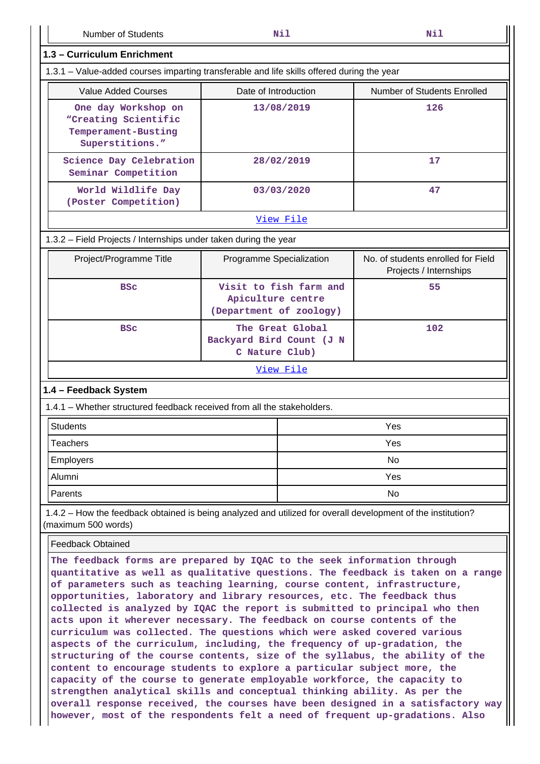| Number of Students | Nil | Nil |
|---|---|---|

### 1.3 – Curriculum Enrichment

1.3.1 – Value-added courses imparting transferable and life skills offered during the year

| Value Added Courses | Date of Introduction | Number of Students Enrolled |
|---|---|---|
| One day Workshop on "Creating Scientific Temperament-Busting Superstitions." | 13/08/2019 | 126 |
| Science Day Celebration Seminar Competition | 28/02/2019 | 17 |
| World Wildlife Day (Poster Competition) | 03/03/2020 | 47 |
| View File | | |

1.3.2 – Field Projects / Internships under taken during the year

| Project/Programme Title | Programme Specialization | No. of students enrolled for Field Projects / Internships |
|---|---|---|
| BSc | Visit to fish farm and Apiculture centre (Department of zoology) | 55 |
| BSc | The Great Global Backyard Bird Count (J N C Nature Club) | 102 |
| View File | | |

### 1.4 – Feedback System

1.4.1 – Whether structured feedback received from all the stakeholders.

| Students | Yes |
|---|---|
| Teachers | Yes |
| Employers | No |
| Alumni | Yes |
| Parents | No |

1.4.2 – How the feedback obtained is being analyzed and utilized for overall development of the institution? (maximum 500 words)

Feedback Obtained

The feedback forms are prepared by IQAC to the seek information through quantitative as well as qualitative questions. The feedback is taken on a range of parameters such as teaching learning, course content, infrastructure, opportunities, laboratory and library resources, etc. The feedback thus collected is analyzed by IQAC the report is submitted to principal who then acts upon it wherever necessary. The feedback on course contents of the curriculum was collected. The questions which were asked covered various aspects of the curriculum, including, the frequency of up-gradation, the structuring of the course contents, size of the syllabus, the ability of the content to encourage students to explore a particular subject more, the capacity of the course to generate employable workforce, the capacity to strengthen analytical skills and conceptual thinking ability. As per the overall response received, the courses have been designed in a satisfactory way however, most of the respondents felt a need of frequent up-gradations. Also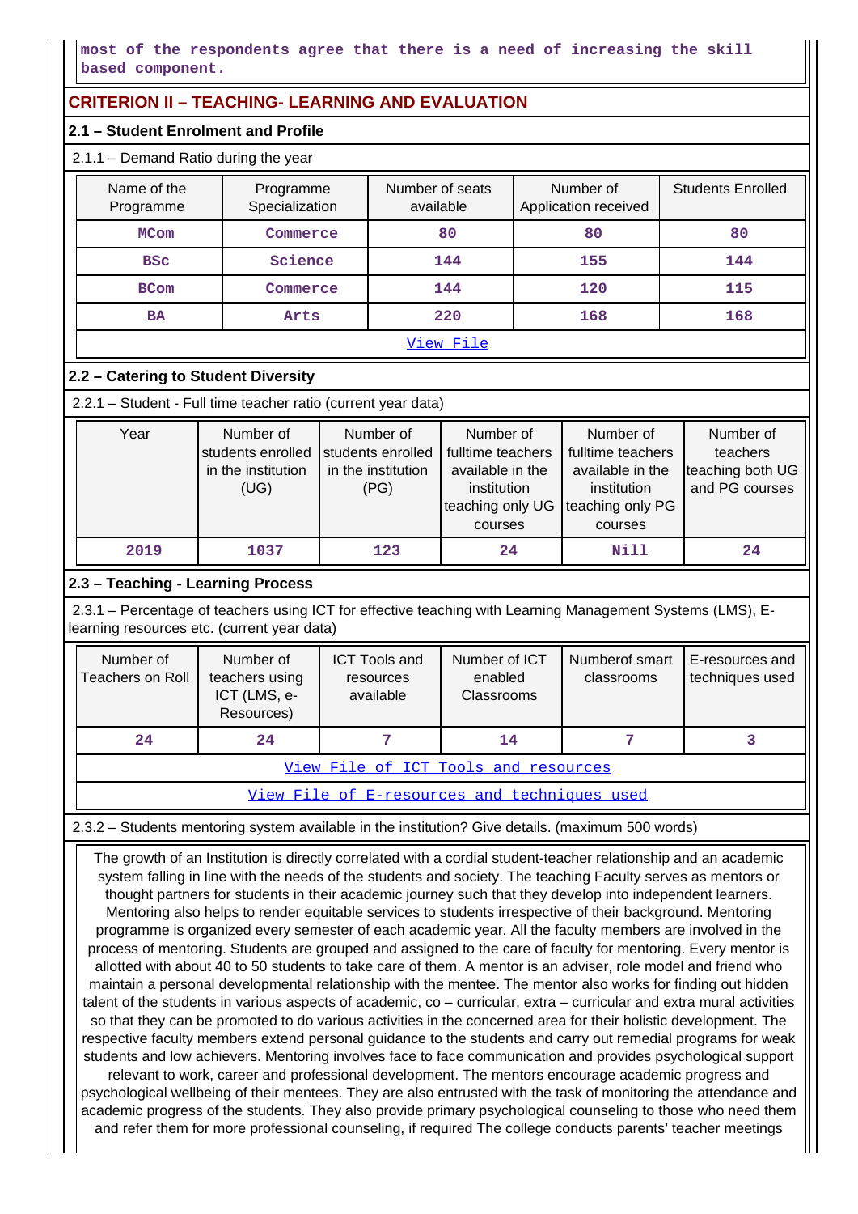most of the respondents agree that there is a need of increasing the skill based component.

## CRITERION II – TEACHING- LEARNING AND EVALUATION

### 2.1 – Student Enrolment and Profile

2.1.1 – Demand Ratio during the year

| Name of the Programme | Programme Specialization | Number of seats available | Number of Application received | Students Enrolled |
|---|---|---|---|---|
| MCom | Commerce | 80 | 80 | 80 |
| BSc | Science | 144 | 155 | 144 |
| BCom | Commerce | 144 | 120 | 115 |
| BA | Arts | 220 | 168 | 168 |
| View File | | | | |

### 2.2 – Catering to Student Diversity

2.2.1 – Student - Full time teacher ratio (current year data)

| Year | Number of students enrolled in the institution (UG) | Number of students enrolled in the institution (PG) | Number of fulltime teachers available in the institution teaching only UG courses | Number of fulltime teachers available in the institution teaching only PG courses | Number of teachers teaching both UG and PG courses |
|---|---|---|---|---|---|
| 2019 | 1037 | 123 | 24 | Nill | 24 |

### 2.3 – Teaching - Learning Process

2.3.1 – Percentage of teachers using ICT for effective teaching with Learning Management Systems (LMS), E-learning resources etc. (current year data)

| Number of Teachers on Roll | Number of teachers using ICT (LMS, e-Resources) | ICT Tools and resources available | Number of ICT enabled Classrooms | Numberof smart classrooms | E-resources and techniques used |
|---|---|---|---|---|---|
| 24 | 24 | 7 | 14 | 7 | 3 |
| View File of ICT Tools and resources | | | | | |
| View File of E-resources and techniques used | | | | | |

2.3.2 – Students mentoring system available in the institution? Give details. (maximum 500 words)

The growth of an Institution is directly correlated with a cordial student-teacher relationship and an academic system falling in line with the needs of the students and society. The teaching Faculty serves as mentors or thought partners for students in their academic journey such that they develop into independent learners. Mentoring also helps to render equitable services to students irrespective of their background. Mentoring programme is organized every semester of each academic year. All the faculty members are involved in the process of mentoring. Students are grouped and assigned to the care of faculty for mentoring. Every mentor is allotted with about 40 to 50 students to take care of them. A mentor is an adviser, role model and friend who maintain a personal developmental relationship with the mentee. The mentor also works for finding out hidden talent of the students in various aspects of academic, co – curricular, extra – curricular and extra mural activities so that they can be promoted to do various activities in the concerned area for their holistic development. The respective faculty members extend personal guidance to the students and carry out remedial programs for weak students and low achievers. Mentoring involves face to face communication and provides psychological support relevant to work, career and professional development. The mentors encourage academic progress and psychological wellbeing of their mentees. They are also entrusted with the task of monitoring the attendance and academic progress of the students. They also provide primary psychological counseling to those who need them and refer them for more professional counseling, if required The college conducts parents' teacher meetings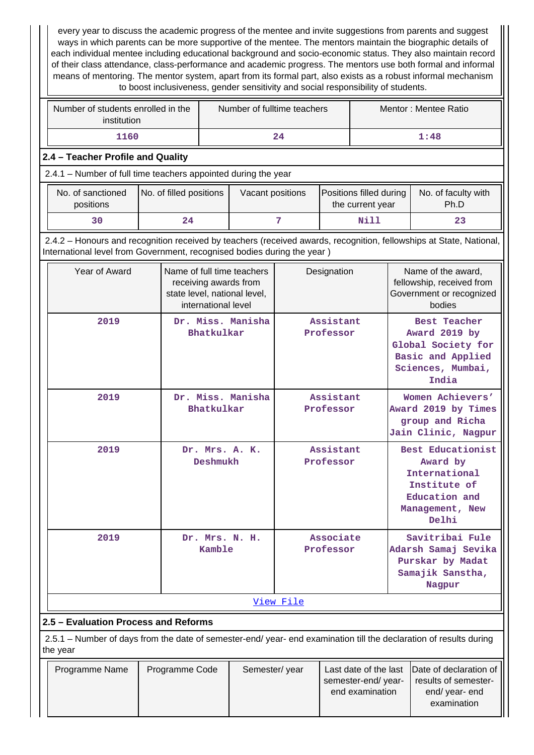every year to discuss the academic progress of the mentee and invite suggestions from parents and suggest ways in which parents can be more supportive of the mentee. The mentors maintain the biographic details of each individual mentee including educational background and socio-economic status. They also maintain record of their class attendance, class-performance and academic progress. The mentors use both formal and informal means of mentoring. The mentor system, apart from its formal part, also exists as a robust informal mechanism to boost inclusiveness, gender sensitivity and social responsibility of students.

| Number of students enrolled in the institution | Number of fulltime teachers | Mentor : Mentee Ratio |
|---|---|---|
| 1160 | 24 | 1:48 |

### 2.4 – Teacher Profile and Quality

2.4.1 – Number of full time teachers appointed during the year

| No. of sanctioned positions | No. of filled positions | Vacant positions | Positions filled during the current year | No. of faculty with Ph.D |
|---|---|---|---|---|
| 30 | 24 | 7 | Nill | 23 |

2.4.2 – Honours and recognition received by teachers (received awards, recognition, fellowships at State, National, International level from Government, recognised bodies during the year )

| Year of Award | Name of full time teachers receiving awards from state level, national level, international level | Designation | Name of the award, fellowship, received from Government or recognized bodies |
|---|---|---|---|
| 2019 | Dr. Miss. Manisha Bhatkulkar | Assistant Professor | Best Teacher Award 2019 by Global Society for Basic and Applied Sciences, Mumbai, India |
| 2019 | Dr. Miss. Manisha Bhatkulkar | Assistant Professor | Women Achievers' Award 2019 by Times group and Richa Jain Clinic, Nagpur |
| 2019 | Dr. Mrs. A. K. Deshmukh | Assistant Professor | Best Educationist Award by International Institute of Education and Management, New Delhi |
| 2019 | Dr. Mrs. N. H. Kamble | Associate Professor | Savitribai Fule Adarsh Samaj Sevika Purskar by Madat Samajik Sanstha, Nagpur |

View File

### 2.5 – Evaluation Process and Reforms

2.5.1 – Number of days from the date of semester-end/ year- end examination till the declaration of results during the year

| Programme Name | Programme Code | Semester/ year | Last date of the last semester-end/ year- end examination | Date of declaration of results of semester- end/ year- end examination |
|---|---|---|---|---|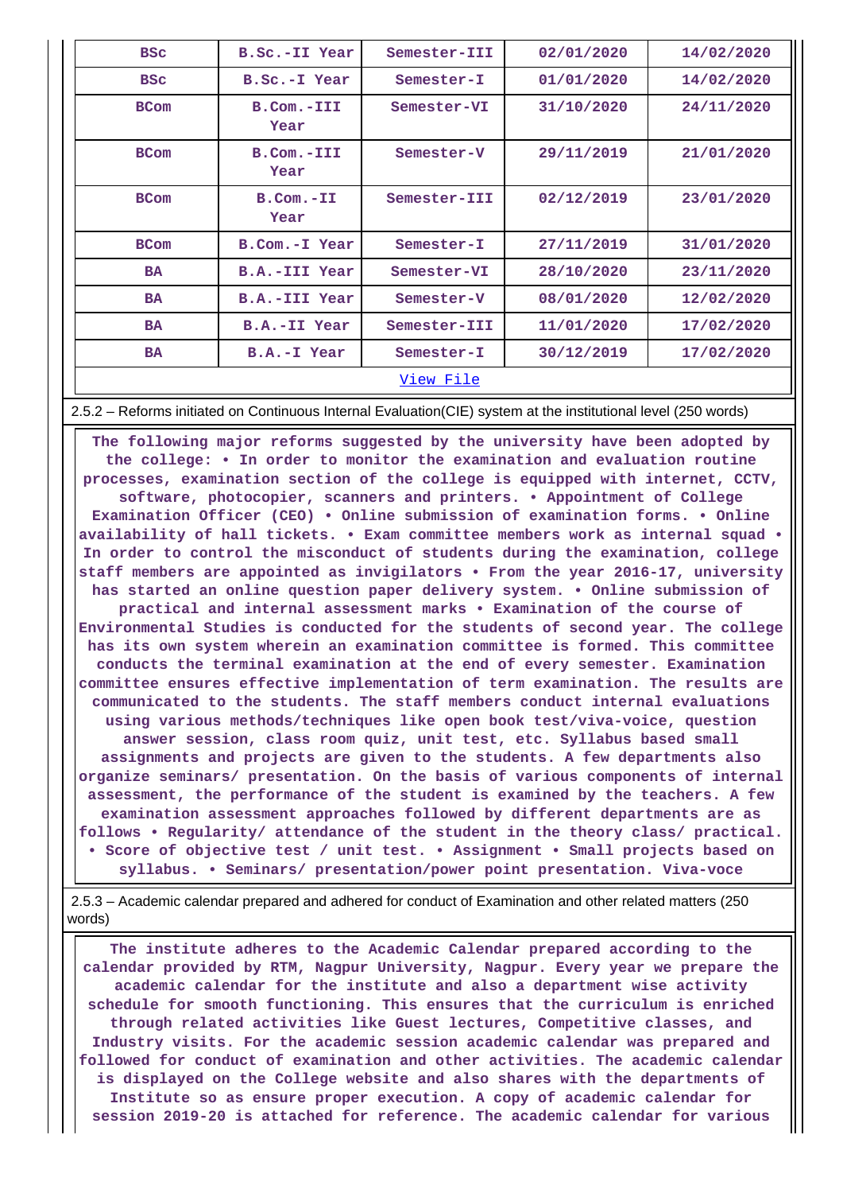| BSc | B.Sc.-II Year | Semester-III | 02/01/2020 | 14/02/2020 |
|---|---|---|---|---|
| BSc | B.Sc.-I Year | Semester-I | 01/01/2020 | 14/02/2020 |
| BCom | B.Com.-III Year | Semester-VI | 31/10/2020 | 24/11/2020 |
| BCom | B.Com.-III Year | Semester-V | 29/11/2019 | 21/01/2020 |
| BCom | B.Com.-II Year | Semester-III | 02/12/2019 | 23/01/2020 |
| BCom | B.Com.-I Year | Semester-I | 27/11/2019 | 31/01/2020 |
| BA | B.A.-III Year | Semester-VI | 28/10/2020 | 23/11/2020 |
| BA | B.A.-III Year | Semester-V | 08/01/2020 | 12/02/2020 |
| BA | B.A.-II Year | Semester-III | 11/01/2020 | 17/02/2020 |
| BA | B.A.-I Year | Semester-I | 30/12/2019 | 17/02/2020 |
| View File | | | | |

2.5.2 – Reforms initiated on Continuous Internal Evaluation(CIE) system at the institutional level (250 words)

The following major reforms suggested by the university have been adopted by the college: • In order to monitor the examination and evaluation routine processes, examination section of the college is equipped with internet, CCTV, software, photocopier, scanners and printers. • Appointment of College Examination Officer (CEO) • Online submission of examination forms. • Online availability of hall tickets. • Exam committee members work as internal squad • In order to control the misconduct of students during the examination, college staff members are appointed as invigilators • From the year 2016-17, university has started an online question paper delivery system. • Online submission of practical and internal assessment marks • Examination of the course of Environmental Studies is conducted for the students of second year. The college has its own system wherein an examination committee is formed. This committee conducts the terminal examination at the end of every semester. Examination committee ensures effective implementation of term examination. The results are communicated to the students. The staff members conduct internal evaluations using various methods/techniques like open book test/viva-voice, question answer session, class room quiz, unit test, etc. Syllabus based small assignments and projects are given to the students. A few departments also organize seminars/ presentation. On the basis of various components of internal assessment, the performance of the student is examined by the teachers. A few examination assessment approaches followed by different departments are as follows • Regularity/ attendance of the student in the theory class/ practical. • Score of objective test / unit test. • Assignment • Small projects based on syllabus. • Seminars/ presentation/power point presentation. Viva-voce

2.5.3 – Academic calendar prepared and adhered for conduct of Examination and other related matters (250 words)

The institute adheres to the Academic Calendar prepared according to the calendar provided by RTM, Nagpur University, Nagpur. Every year we prepare the academic calendar for the institute and also a department wise activity schedule for smooth functioning. This ensures that the curriculum is enriched through related activities like Guest lectures, Competitive classes, and Industry visits. For the academic session academic calendar was prepared and followed for conduct of examination and other activities. The academic calendar is displayed on the College website and also shares with the departments of Institute so as ensure proper execution. A copy of academic calendar for session 2019-20 is attached for reference. The academic calendar for various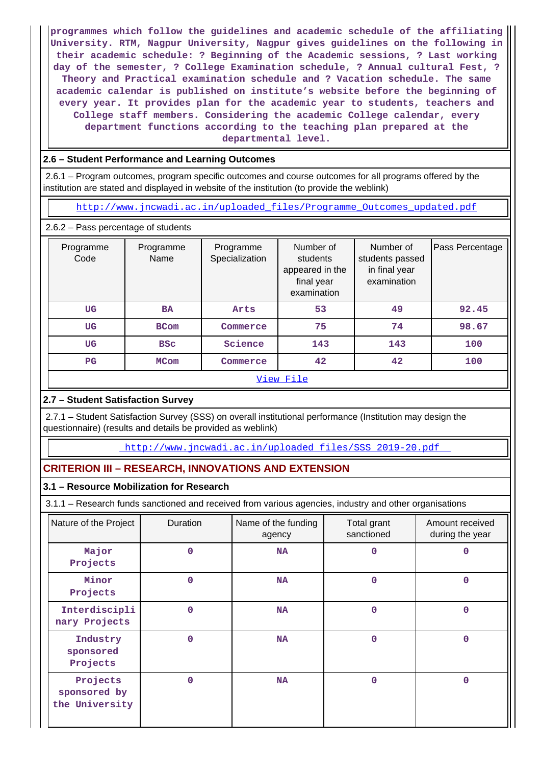programmes which follow the guidelines and academic schedule of the affiliating University. RTM, Nagpur University, Nagpur gives guidelines on the following in their academic schedule: ? Beginning of the Academic sessions, ? Last working day of the semester, ? College Examination schedule, ? Annual cultural Fest, ? Theory and Practical examination schedule and ? Vacation schedule. The same academic calendar is published on institute's website before the beginning of every year. It provides plan for the academic year to students, teachers and College staff members. Considering the academic College calendar, every department functions according to the teaching plan prepared at the departmental level.

### 2.6 – Student Performance and Learning Outcomes

2.6.1 – Program outcomes, program specific outcomes and course outcomes for all programs offered by the institution are stated and displayed in website of the institution (to provide the weblink)

http://www.jncwadi.ac.in/uploaded_files/Programme_Outcomes_updated.pdf

2.6.2 – Pass percentage of students

| Programme Code | Programme Name | Programme Specialization | Number of students appeared in the final year examination | Number of students passed in final year examination | Pass Percentage |
|---|---|---|---|---|---|
| UG | BA | Arts | 53 | 49 | 92.45 |
| UG | BCom | Commerce | 75 | 74 | 98.67 |
| UG | BSc | Science | 143 | 143 | 100 |
| PG | MCom | Commerce | 42 | 42 | 100 |

View File

### 2.7 – Student Satisfaction Survey

2.7.1 – Student Satisfaction Survey (SSS) on overall institutional performance (Institution may design the questionnaire) (results and details be provided as weblink)

http://www.jncwadi.ac.in/uploaded_files/SSS_2019-20.pdf

## CRITERION III – RESEARCH, INNOVATIONS AND EXTENSION

### 3.1 – Resource Mobilization for Research

3.1.1 – Research funds sanctioned and received from various agencies, industry and other organisations

| Nature of the Project | Duration | Name of the funding agency | Total grant sanctioned | Amount received during the year |
|---|---|---|---|---|
| Major Projects | 0 | NA | 0 | 0 |
| Minor Projects | 0 | NA | 0 | 0 |
| Interdisciplinary Projects | 0 | NA | 0 | 0 |
| Industry sponsored Projects | 0 | NA | 0 | 0 |
| Projects sponsored by the University | 0 | NA | 0 | 0 |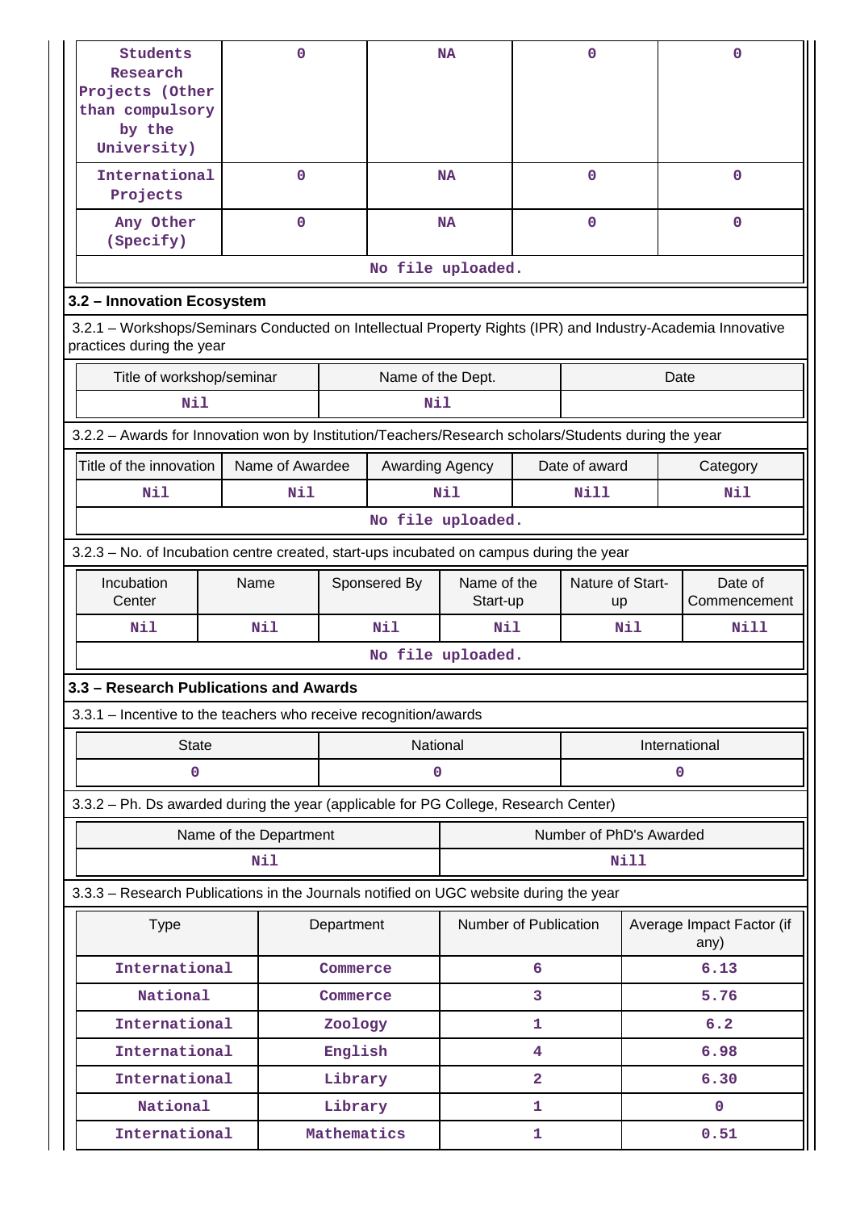| Students Research Projects (Other than compulsory by the University) | 0 | NA | 0 | 0 |
|---|---|---|---|---|
| International Projects | 0 | NA | 0 | 0 |
| Any Other (Specify) | 0 | NA | 0 | 0 |
| No file uploaded. | | | | |

### 3.2 – Innovation Ecosystem

3.2.1 – Workshops/Seminars Conducted on Intellectual Property Rights (IPR) and Industry-Academia Innovative practices during the year

| Title of workshop/seminar | Name of the Dept. | Date |
|---|---|---|
| Nil | Nil | |

3.2.2 – Awards for Innovation won by Institution/Teachers/Research scholars/Students during the year

| Title of the innovation | Name of Awardee | Awarding Agency | Date of award | Category |
|---|---|---|---|---|
| Nil | Nil | Nil | Nill | Nil |
| No file uploaded. | | | | |

3.2.3 – No. of Incubation centre created, start-ups incubated on campus during the year

| Incubation Center | Name | Sponsered By | Name of the Start-up | Nature of Start-up | Date of Commencement |
|---|---|---|---|---|---|
| Nil | Nil | Nil | Nil | Nil | Nill |
| No file uploaded. | | | | | |

### 3.3 – Research Publications and Awards

3.3.1 – Incentive to the teachers who receive recognition/awards

| State | National | International |
|---|---|---|
| 0 | 0 | 0 |

3.3.2 – Ph. Ds awarded during the year (applicable for PG College, Research Center)

| Name of the Department | Number of PhD's Awarded |
|---|---|
| Nil | Nill |

3.3.3 – Research Publications in the Journals notified on UGC website during the year

| Type | Department | Number of Publication | Average Impact Factor (if any) |
|---|---|---|---|
| International | Commerce | 6 | 6.13 |
| National | Commerce | 3 | 5.76 |
| International | Zoology | 1 | 6.2 |
| International | English | 4 | 6.98 |
| International | Library | 2 | 6.30 |
| National | Library | 1 | 0 |
| International | Mathematics | 1 | 0.51 |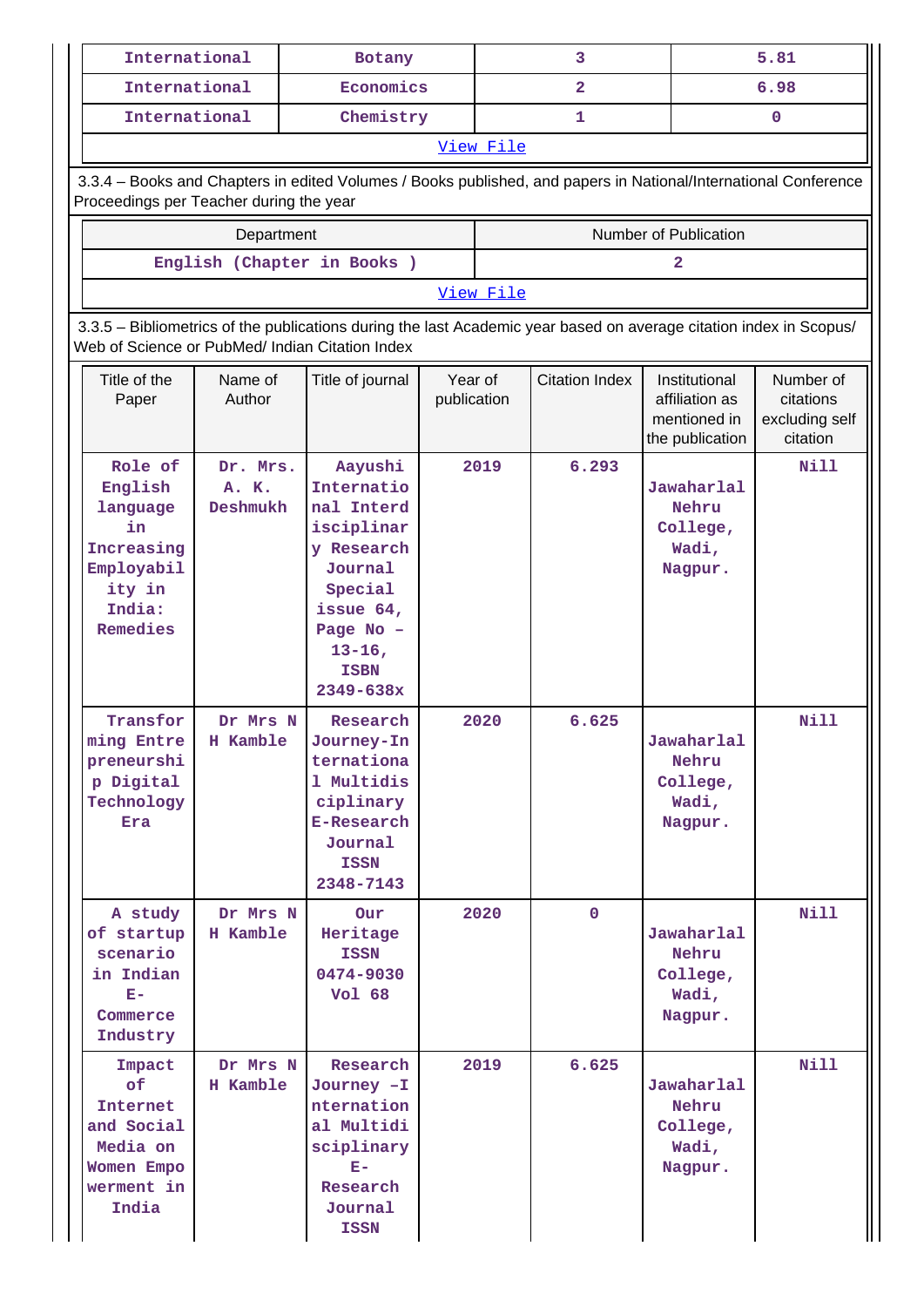| International | Botany | 3 | 5.81 |
|---|---|---|---|
| International | Economics | 2 | 6.98 |
| International | Chemistry | 1 | 0 |

View File

3.3.4 – Books and Chapters in edited Volumes / Books published, and papers in National/International Conference Proceedings per Teacher during the year

| Department | Number of Publication |
|---|---|
| English (Chapter in Books ) | 2 |

View File

3.3.5 – Bibliometrics of the publications during the last Academic year based on average citation index in Scopus/ Web of Science or PubMed/ Indian Citation Index

| Title of the Paper | Name of Author | Title of journal | Year of publication | Citation Index | Institutional affiliation as mentioned in the publication | Number of citations excluding self citation |
|---|---|---|---|---|---|---|
| Role of English language in Increasing Employability in India: Remedies | Dr. Mrs. A. K. Deshmukh | Aayushi International Interdisciplinary Research Journal Special issue 64, Page No – 13-16, ISBN 2349-638x | 2019 | 6.293 | Jawaharlal Nehru College, Wadi, Nagpur. | Nill |
| Transforming Entrepreneurship Digital Technology Era | Dr Mrs N H Kamble | Research Journey-International Multidisciplinary E-Research Journal ISSN 2348-7143 | 2020 | 6.625 | Jawaharlal Nehru College, Wadi, Nagpur. | Nill |
| A study of startup scenario in Indian E-Commerce Industry | Dr Mrs N H Kamble | Our Heritage ISSN 0474-9030 Vol 68 | 2020 | 0 | Jawaharlal Nehru College, Wadi, Nagpur. | Nill |
| Impact of Internet and Social Media on Women Empowerment in India | Dr Mrs N H Kamble | Research Journey –International Multidisciplinary E-Research Journal ISSN | 2019 | 6.625 | Jawaharlal Nehru College, Wadi, Nagpur. | Nill |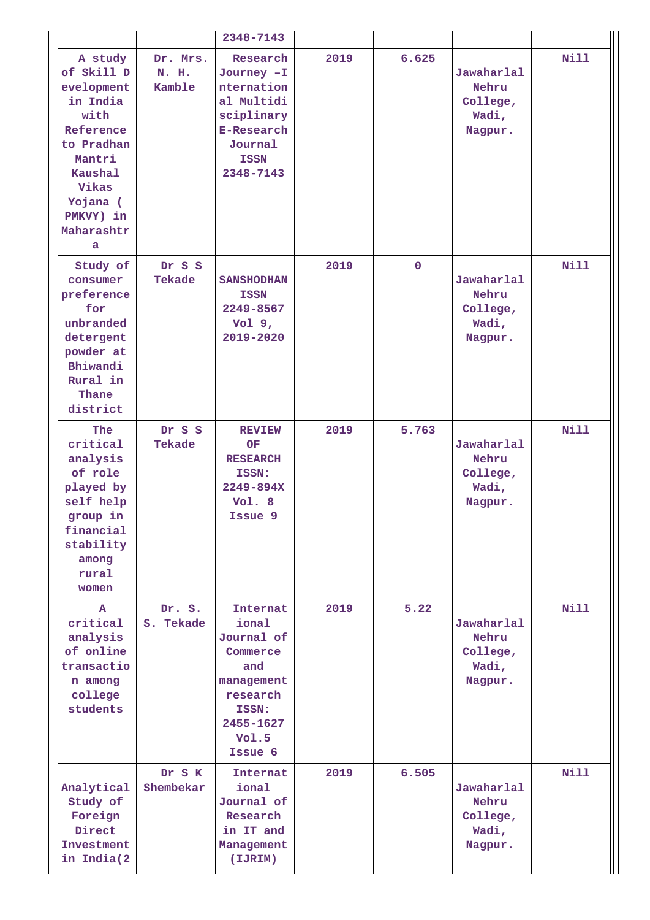| | | 2348-7143 | | | | |
|---|---|---|---|---|---|---|
| A study of Skill Development in India with Reference to Pradhan Mantri Kaushal Vikas Yojana ( PMKVY) in Maharashtra | Dr. Mrs. N. H. Kamble | Research Journey –International Multidisciplinary E-Research Journal ISSN 2348-7143 | 2019 | 6.625 | Jawaharlal Nehru College, Wadi, Nagpur. | Nill |
| Study of consumer preference for unbranded detergent powder at Bhiwandi Rural in Thane district | Dr S S Tekade | SANSHODHAN ISSN 2249-8567 Vol 9, 2019-2020 | 2019 | 0 | Jawaharlal Nehru College, Wadi, Nagpur. | Nill |
| The critical analysis of role played by self help group in financial stability among rural women | Dr S S Tekade | REVIEW OF RESEARCH ISSN: 2249-894X Vol. 8 Issue 9 | 2019 | 5.763 | Jawaharlal Nehru College, Wadi, Nagpur. | Nill |
| A critical analysis of online transaction among college students | Dr. S. S. Tekade | International Journal of Commerce and management research ISSN: 2455-1627 Vol.5 Issue 6 | 2019 | 5.22 | Jawaharlal Nehru College, Wadi, Nagpur. | Nill |
| Analytical Study of Foreign Direct Investment in India(2 | Dr S K Shembekar | International Journal of Research in IT and Management (IJRIM) | 2019 | 6.505 | Jawaharlal Nehru College, Wadi, Nagpur. | Nill |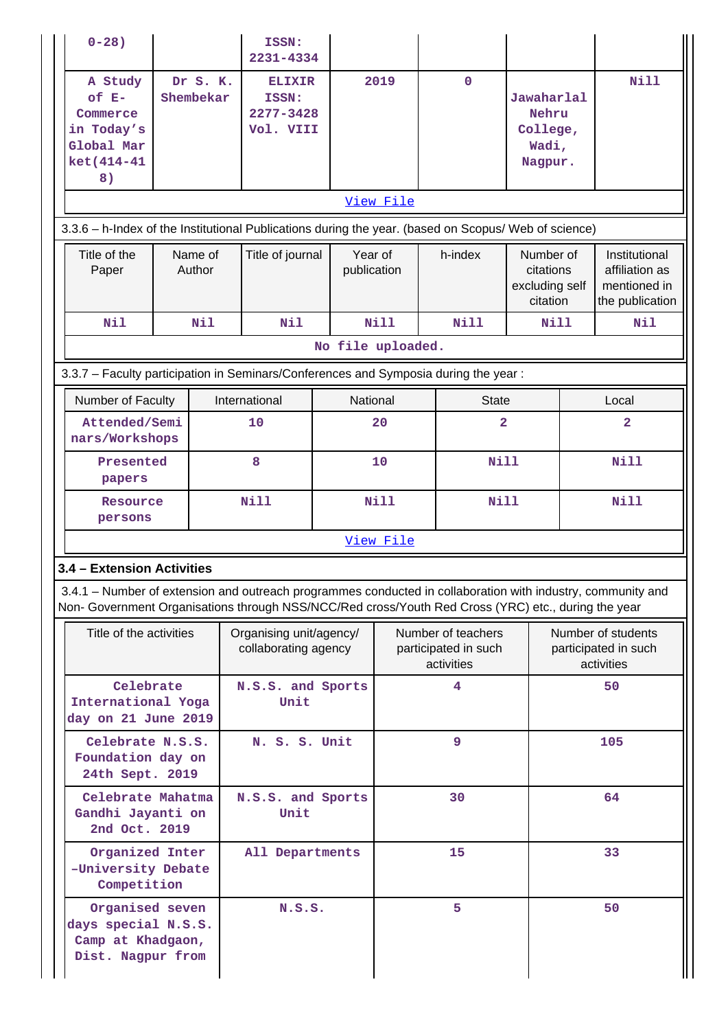| | | | | | | |
|---|---|---|---|---|---|---|
| 0-28) | | ISSN: 2231-4334 | | | | |
| A Study of E-Commerce in Today's Global Market(414-418) | Dr S. K. Shembekar | ELIXIR ISSN: 2277-3428 Vol. VIII | 2019 | 0 | Jawaharlal Nehru College, Wadi, Nagpur. | Nill |
| View File | | | | | | |

3.3.6 – h-Index of the Institutional Publications during the year. (based on Scopus/ Web of science)

| Title of the Paper | Name of Author | Title of journal | Year of publication | h-index | Number of citations excluding self citation | Institutional affiliation as mentioned in the publication |
|---|---|---|---|---|---|---|
| Nil | Nil | Nil | Nill | Nill | Nill | Nil |
| No file uploaded. | | | | | | |

3.3.7 – Faculty participation in Seminars/Conferences and Symposia during the year :

| Number of Faculty | International | National | State | Local |
|---|---|---|---|---|
| Attended/Seminars/Workshops | 10 | 20 | 2 | 2 |
| Presented papers | 8 | 10 | Nill | Nill |
| Resource persons | Nill | Nill | Nill | Nill |
| View File | | | | |

**3.4 – Extension Activities**

3.4.1 – Number of extension and outreach programmes conducted in collaboration with industry, community and Non- Government Organisations through NSS/NCC/Red cross/Youth Red Cross (YRC) etc., during the year

| Title of the activities | Organising unit/agency/ collaborating agency | Number of teachers participated in such activities | Number of students participated in such activities |
|---|---|---|---|
| Celebrate International Yoga day on 21 June 2019 | N.S.S. and Sports Unit | 4 | 50 |
| Celebrate N.S.S. Foundation day on 24th Sept. 2019 | N. S. S. Unit | 9 | 105 |
| Celebrate Mahatma Gandhi Jayanti on 2nd Oct. 2019 | N.S.S. and Sports Unit | 30 | 64 |
| Organized Inter -University Debate Competition | All Departments | 15 | 33 |
| Organised seven days special N.S.S. Camp at Khadgaon, Dist. Nagpur from | N.S.S. | 5 | 50 |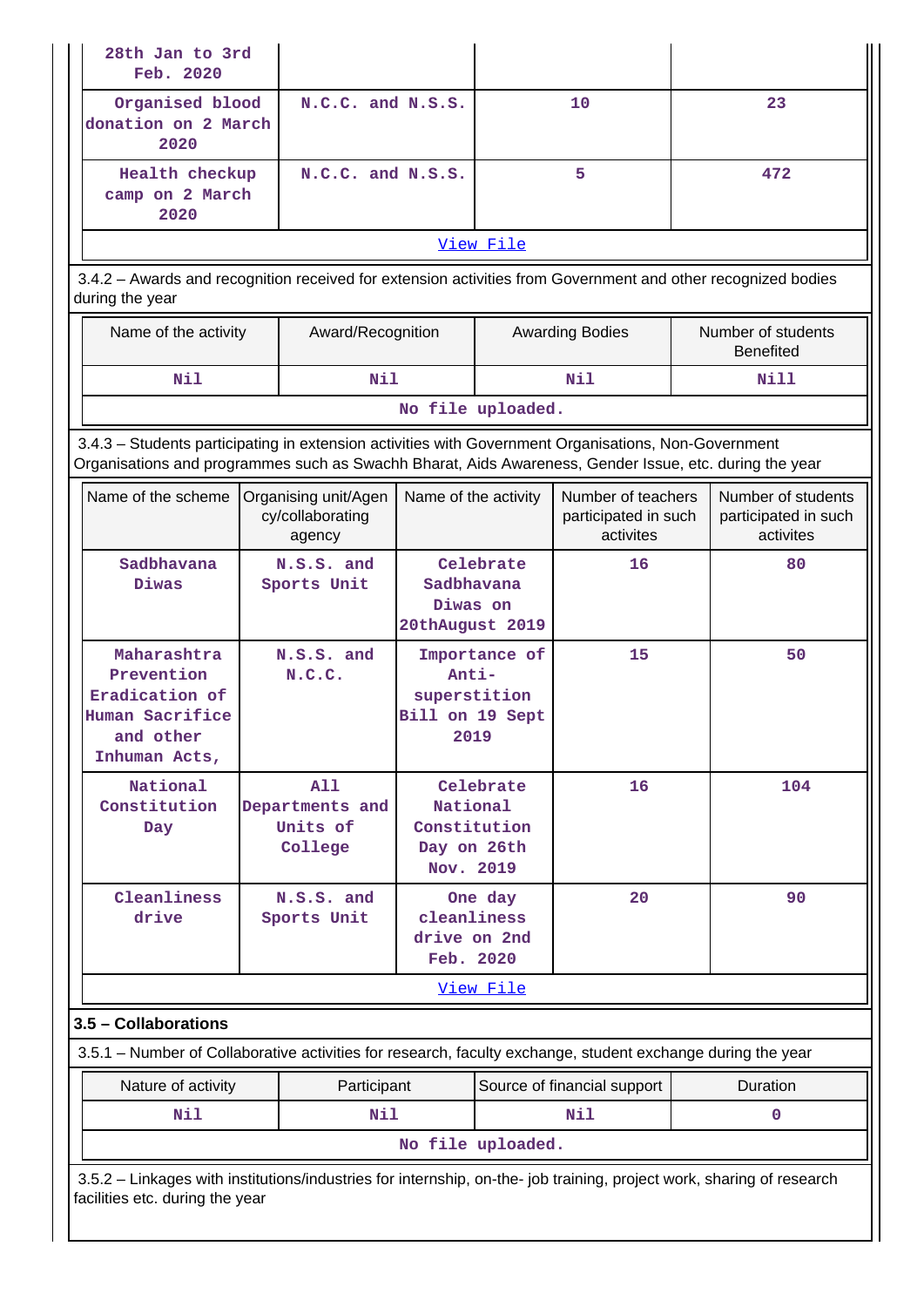| 28th Jan to 3rd Feb. 2020 | | | |
|---|---|---|---|
| Organised blood donation on 2 March 2020 | N.C.C. and N.S.S. | 10 | 23 |
| Health checkup camp on 2 March 2020 | N.C.C. and N.S.S. | 5 | 472 |
| View File | | | |

3.4.2 – Awards and recognition received for extension activities from Government and other recognized bodies during the year

| Name of the activity | Award/Recognition | Awarding Bodies | Number of students Benefited |
|---|---|---|---|
| Nil | Nil | Nil | Nill |
| No file uploaded. | | | |

3.4.3 – Students participating in extension activities with Government Organisations, Non-Government Organisations and programmes such as Swachh Bharat, Aids Awareness, Gender Issue, etc. during the year

| Name of the scheme | Organising unit/Agency/collaborating agency | Name of the activity | Number of teachers participated in such activites | Number of students participated in such activites |
|---|---|---|---|---|
| Sadbhavana Diwas | N.S.S. and Sports Unit | Celebrate Sadbhavana Diwas on 20thAugust 2019 | 16 | 80 |
| Maharashtra Prevention Eradication of Human Sacrifice and other Inhuman Acts, | N.S.S. and N.C.C. | Importance of Anti-superstition Bill on 19 Sept 2019 | 15 | 50 |
| National Constitution Day | All Departments and Units of College | Celebrate National Constitution Day on 26th Nov. 2019 | 16 | 104 |
| Cleanliness drive | N.S.S. and Sports Unit | One day cleanliness drive on 2nd Feb. 2020 | 20 | 90 |
| View File | | | | |

**3.5 – Collaborations**

3.5.1 – Number of Collaborative activities for research, faculty exchange, student exchange during the year

| Nature of activity | Participant | Source of financial support | Duration |
|---|---|---|---|
| Nil | Nil | Nil | 0 |
| No file uploaded. | | | |

3.5.2 – Linkages with institutions/industries for internship, on-the- job training, project work, sharing of research facilities etc. during the year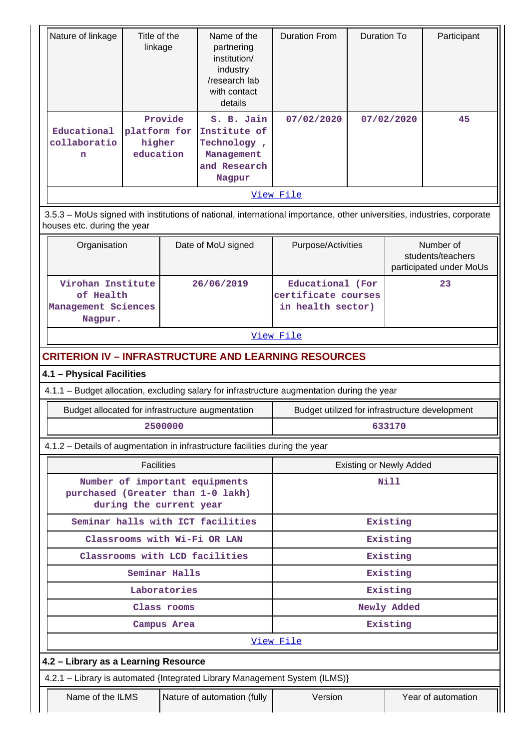| Nature of linkage | Title of the linkage | Name of the partnering institution/ industry /research lab with contact details | Duration From | Duration To | Participant |
|---|---|---|---|---|---|
| Educational collaboration | Provide platform for higher education | S. B. Jain Institute of Technology , Management and Research Nagpur | 07/02/2020 | 07/02/2020 | 45 |
| View File | | | | | |

3.5.3 – MoUs signed with institutions of national, international importance, other universities, industries, corporate houses etc. during the year

| Organisation | Date of MoU signed | Purpose/Activities | Number of students/teachers participated under MoUs |
|---|---|---|---|
| Virohan Institute of Health Management Sciences Nagpur. | 26/06/2019 | Educational (For certificate courses in health sector) | 23 |
| View File | | | |

## CRITERION IV – INFRASTRUCTURE AND LEARNING RESOURCES

### 4.1 – Physical Facilities

4.1.1 – Budget allocation, excluding salary for infrastructure augmentation during the year

| Budget allocated for infrastructure augmentation | Budget utilized for infrastructure development |
|---|---|
| 2500000 | 633170 |

4.1.2 – Details of augmentation in infrastructure facilities during the year

| Facilities | Existing or Newly Added |
|---|---|
| Number of important equipments purchased (Greater than 1-0 lakh) during the current year | Nill |
| Seminar halls with ICT facilities | Existing |
| Classrooms with Wi-Fi OR LAN | Existing |
| Classrooms with LCD facilities | Existing |
| Seminar Halls | Existing |
| Laboratories | Existing |
| Class rooms | Newly Added |
| Campus Area | Existing |
| View File | |

### 4.2 – Library as a Learning Resource

4.2.1 – Library is automated {Integrated Library Management System (ILMS)}

| Name of the ILMS | Nature of automation (fully | Version | Year of automation |
|---|---|---|---|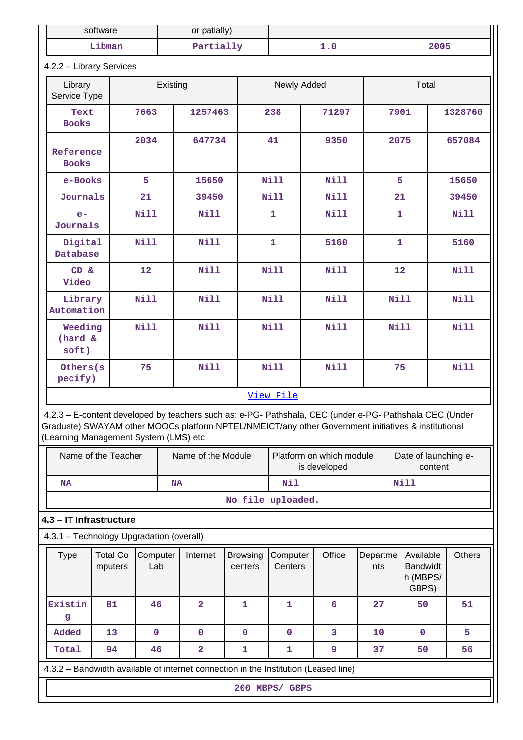| software | or patially) | | |
|---|---|---|---|
| Libman | Partially | 1.0 | 2005 |

4.2.2 – Library Services

| Library Service Type | Existing | | Newly Added | | Total | |
|---|---|---|---|---|---|---|
| Text Books | 7663 | 1257463 | 238 | 71297 | 7901 | 1328760 |
| Reference Books | 2034 | 647734 | 41 | 9350 | 2075 | 657084 |
| e-Books | 5 | 15650 | Nill | Nill | 5 | 15650 |
| Journals | 21 | 39450 | Nill | Nill | 21 | 39450 |
| e-Journals | Nill | Nill | 1 | Nill | 1 | Nill |
| Digital Database | Nill | Nill | 1 | 5160 | 1 | 5160 |
| CD & Video | 12 | Nill | Nill | Nill | 12 | Nill |
| Library Automation | Nill | Nill | Nill | Nill | Nill | Nill |
| Weeding (hard & soft) | Nill | Nill | Nill | Nill | Nill | Nill |
| Others(specify) | 75 | Nill | Nill | Nill | 75 | Nill |

View File

4.2.3 – E-content developed by teachers such as: e-PG- Pathshala, CEC (under e-PG- Pathshala CEC (Under Graduate) SWAYAM other MOOCs platform NPTEL/NMEICT/any other Government initiatives & institutional (Learning Management System (LMS) etc

| Name of the Teacher | Name of the Module | Platform on which module is developed | Date of launching e-content |
|---|---|---|---|
| NA | NA | Nil | Nill |

No file uploaded.

**4.3 – IT Infrastructure**

4.3.1 – Technology Upgradation (overall)

| Type | Total Computers | Computer Lab | Internet | Browsing centers | Computer Centers | Office | Departments | Available Bandwidth (MBPS/ GBPS) | Others |
|---|---|---|---|---|---|---|---|---|---|
| Existing | 81 | 46 | 2 | 1 | 1 | 6 | 27 | 50 | 51 |
| Added | 13 | 0 | 0 | 0 | 0 | 3 | 10 | 0 | 5 |
| Total | 94 | 46 | 2 | 1 | 1 | 9 | 37 | 50 | 56 |

4.3.2 – Bandwidth available of internet connection in the Institution (Leased line)

200 MBPS/ GBPS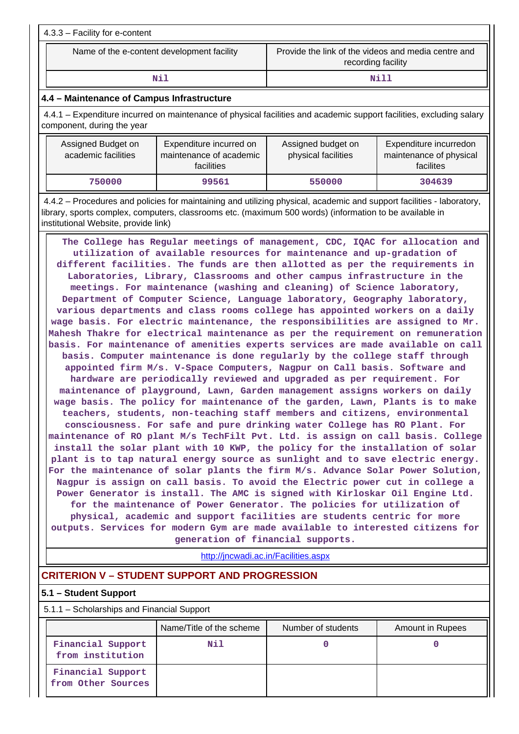4.3.3 – Facility for e-content

| Name of the e-content development facility | Provide the link of the videos and media centre and recording facility |
|---|---|
| Nil | Nill |

### 4.4 – Maintenance of Campus Infrastructure

4.4.1 – Expenditure incurred on maintenance of physical facilities and academic support facilities, excluding salary component, during the year

| Assigned Budget on academic facilities | Expenditure incurred on maintenance of academic facilities | Assigned budget on physical facilities | Expenditure incurredon maintenance of physical facilites |
|---|---|---|---|
| 750000 | 99561 | 550000 | 304639 |

4.4.2 – Procedures and policies for maintaining and utilizing physical, academic and support facilities - laboratory, library, sports complex, computers, classrooms etc. (maximum 500 words) (information to be available in institutional Website, provide link)

The College has Regular meetings of management, CDC, IQAC for allocation and utilization of available resources for maintenance and up-gradation of different facilities. The funds are then allotted as per the requirements in Laboratories, Library, Classrooms and other campus infrastructure in the meetings. For maintenance (washing and cleaning) of Science laboratory, Department of Computer Science, Language laboratory, Geography laboratory, various departments and class rooms college has appointed workers on a daily wage basis. For electric maintenance, the responsibilities are assigned to Mr. Mahesh Thakre for electrical maintenance as per the requirement on remuneration basis. For maintenance of amenities experts services are made available on call basis. Computer maintenance is done regularly by the college staff through appointed firm M/s. V-Space Computers, Nagpur on Call basis. Software and hardware are periodically reviewed and upgraded as per requirement. For maintenance of playground, Lawn, Garden management assigns workers on daily wage basis. The policy for maintenance of the garden, Lawn, Plants is to make teachers, students, non-teaching staff members and citizens, environmental consciousness. For safe and pure drinking water College has RO Plant. For maintenance of RO plant M/s TechFilt Pvt. Ltd. is assign on call basis. College install the solar plant with 10 KWP, the policy for the installation of solar plant is to tap natural energy source as sunlight and to save electric energy. For the maintenance of solar plants the firm M/s. Advance Solar Power Solution, Nagpur is assign on call basis. To avoid the Electric power cut in college a Power Generator is install. The AMC is signed with Kirloskar Oil Engine Ltd. for the maintenance of Power Generator. The policies for utilization of physical, academic and support facilities are students centric for more outputs. Services for modern Gym are made available to interested citizens for generation of financial supports.

http://jncwadi.ac.in/Facilities.aspx

## CRITERION V – STUDENT SUPPORT AND PROGRESSION

### 5.1 – Student Support

5.1.1 – Scholarships and Financial Support

| | Name/Title of the scheme | Number of students | Amount in Rupees |
|---|---|---|---|
| Financial Support from institution | Nil | 0 | 0 |
| Financial Support from Other Sources | | | |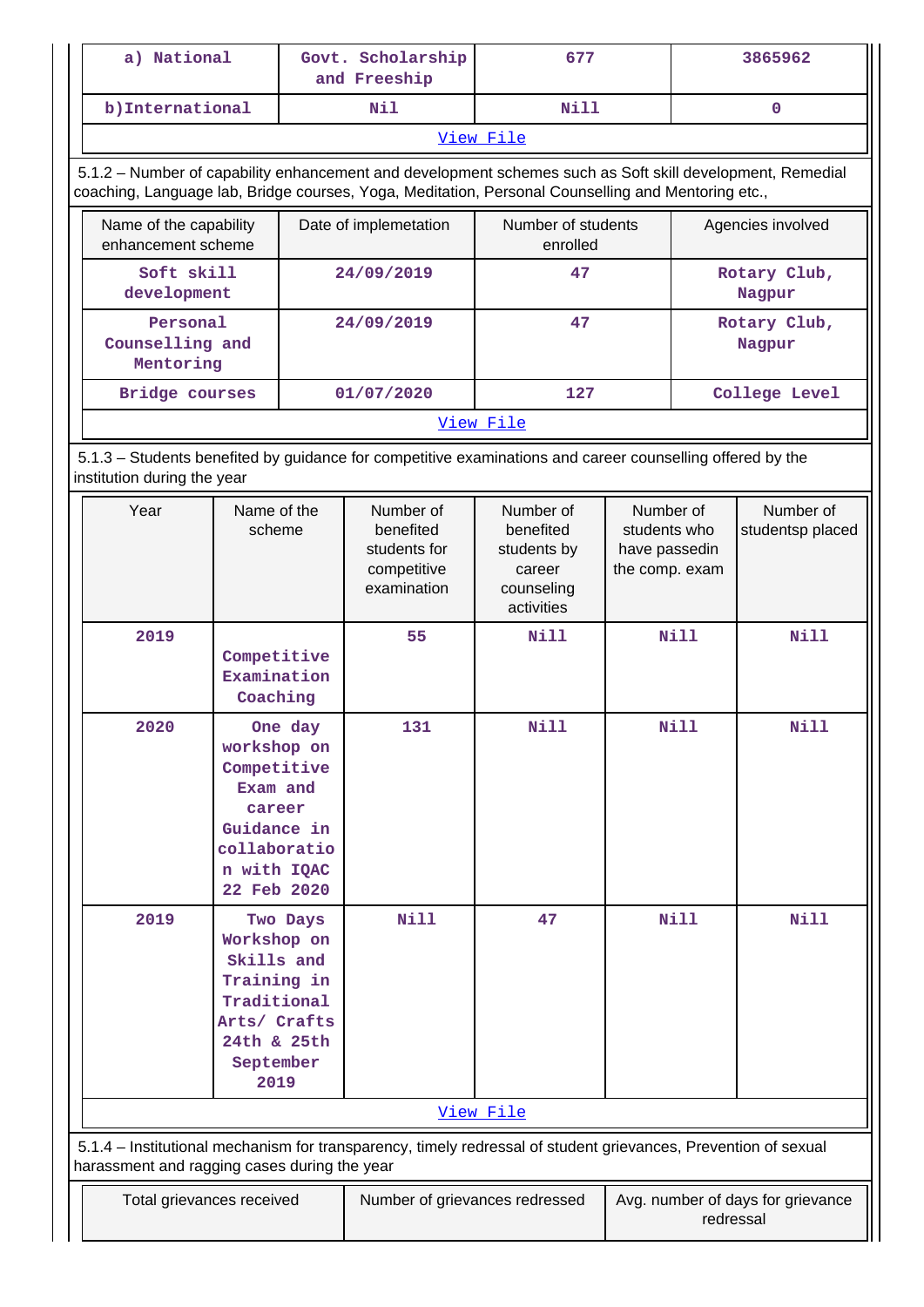| a) National | Govt. Scholarship and Freeship | 677 | 3865962 |
|---|---|---|---|
| b)International | Nil | Nill | 0 |

View File

5.1.2 – Number of capability enhancement and development schemes such as Soft skill development, Remedial coaching, Language lab, Bridge courses, Yoga, Meditation, Personal Counselling and Mentoring etc.,

| Name of the capability enhancement scheme | Date of implemetation | Number of students enrolled | Agencies involved |
|---|---|---|---|
| Soft skill development | 24/09/2019 | 47 | Rotary Club, Nagpur |
| Personal Counselling and Mentoring | 24/09/2019 | 47 | Rotary Club, Nagpur |
| Bridge courses | 01/07/2020 | 127 | College Level |

View File

5.1.3 – Students benefited by guidance for competitive examinations and career counselling offered by the institution during the year

| Year | Name of the scheme | Number of benefited students for competitive examination | Number of benefited students by career counseling activities | Number of students who have passedin the comp. exam | Number of studentsp placed |
|---|---|---|---|---|---|
| 2019 | Competitive Examination Coaching | 55 | Nill | Nill | Nill |
| 2020 | One day workshop on Competitive Exam and career Guidance in collaboration with IQAC 22 Feb 2020 | 131 | Nill | Nill | Nill |
| 2019 | Two Days Workshop on Skills and Training in Traditional Arts/ Crafts 24th & 25th September 2019 | Nill | 47 | Nill | Nill |

View File

5.1.4 – Institutional mechanism for transparency, timely redressal of student grievances, Prevention of sexual harassment and ragging cases during the year

| Total grievances received | Number of grievances redressed | Avg. number of days for grievance redressal |
|---|---|---|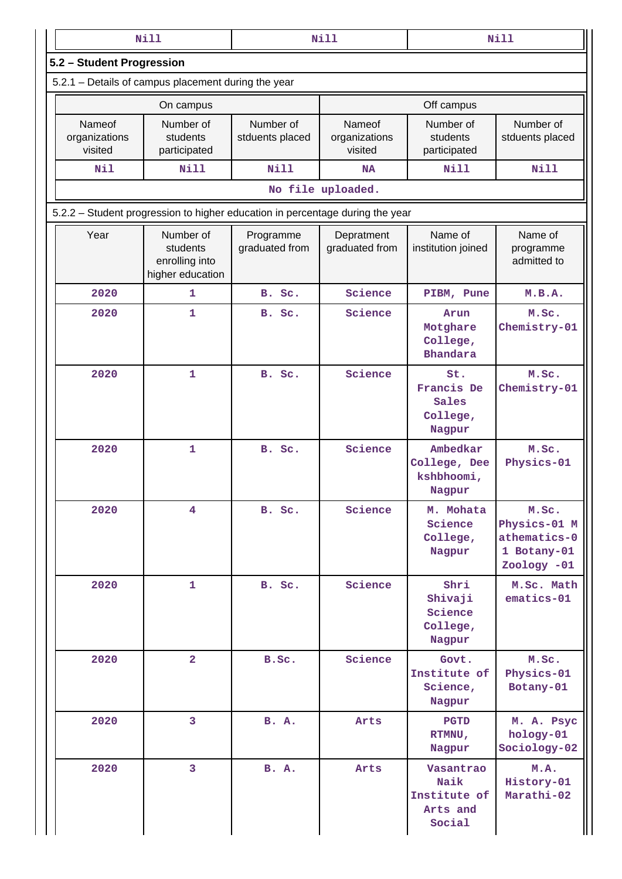| Nill | Nill | Nill |
|---|---|---|

## 5.2 – Student Progression

5.2.1 – Details of campus placement during the year

| On campus | | | Off campus | | |
|---|---|---|---|---|---|
| Nameof organizations visited | Number of students participated | Number of stduents placed | Nameof organizations visited | Number of students participated | Number of stduents placed |
| Nil | Nill | Nill | NA | Nill | Nill |

No file uploaded.

5.2.2 – Student progression to higher education in percentage during the year

| Year | Number of students enrolling into higher education | Programme graduated from | Depratment graduated from | Name of institution joined | Name of programme admitted to |
|---|---|---|---|---|---|
| 2020 | 1 | B. Sc. | Science | PIBM, Pune | M.B.A. |
| 2020 | 1 | B. Sc. | Science | Arun Motghare College, Bhandara | M.Sc. Chemistry-01 |
| 2020 | 1 | B. Sc. | Science | St. Francis De Sales College, Nagpur | M.Sc. Chemistry-01 |
| 2020 | 1 | B. Sc. | Science | Ambedkar College, Dee kshbhoomi, Nagpur | M.Sc. Physics-01 |
| 2020 | 4 | B. Sc. | Science | M. Mohata Science College, Nagpur | M.Sc. Physics-01 M athematics-0 1 Botany-01 Zoology -01 |
| 2020 | 1 | B. Sc. | Science | Shri Shivaji Science College, Nagpur | M.Sc. Math ematics-01 |
| 2020 | 2 | B.Sc. | Science | Govt. Institute of Science, Nagpur | M.Sc. Physics-01 Botany-01 |
| 2020 | 3 | B. A. | Arts | PGTD RTMNU, Nagpur | M. A. Psyc hology-01 Sociology-02 |
| 2020 | 3 | B. A. | Arts | Vasantrao Naik Institute of Arts and Social | M.A. History-01 Marathi-02 |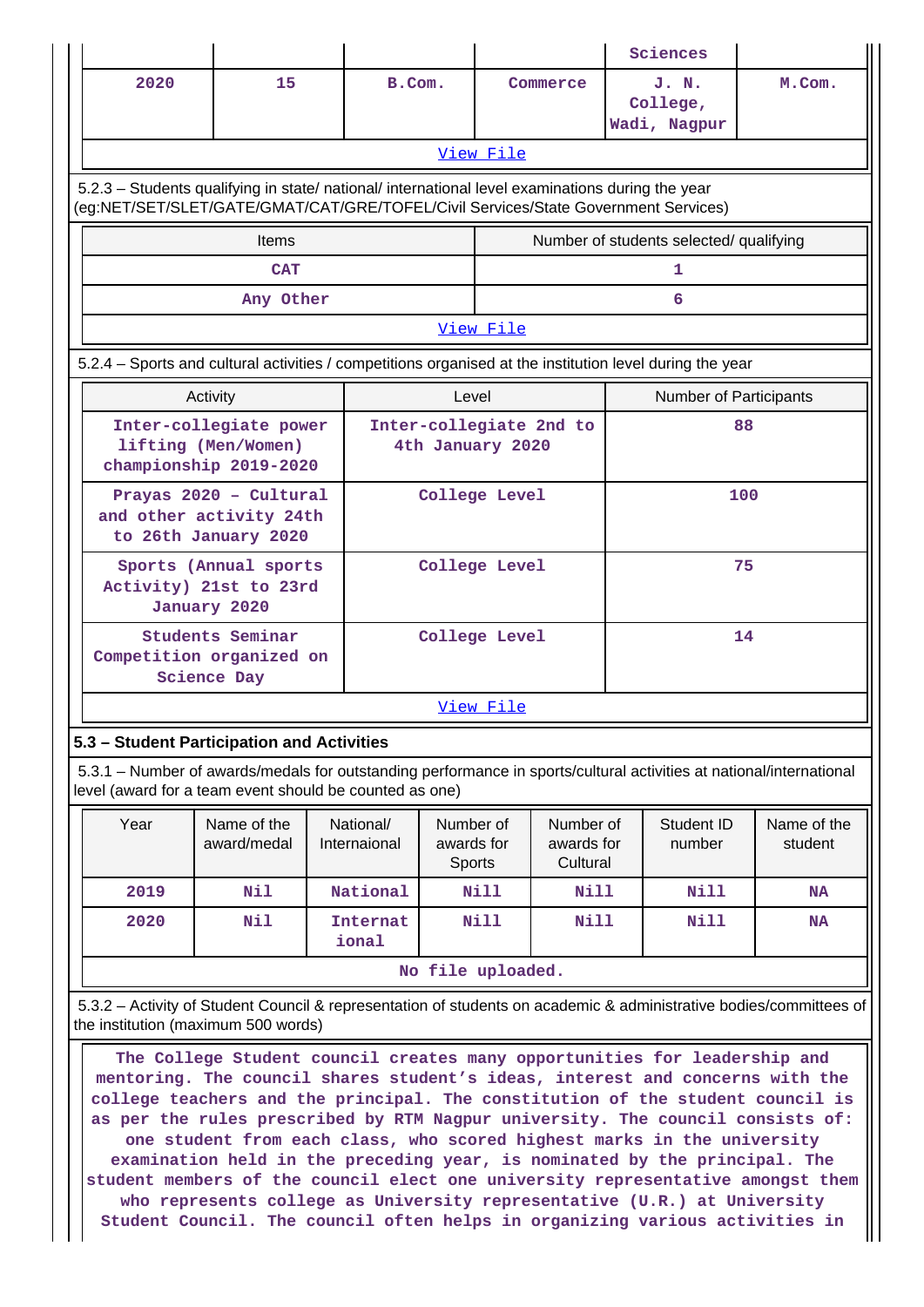|  |  |  |  | Sciences |  |
|---|---|---|---|---|---|
| 2020 | 15 | B.Com. | Commerce | J. N. College, Wadi, Nagpur | M.Com. |
| View File |  |  |  |  |  |

5.2.3 – Students qualifying in state/ national/ international level examinations during the year (eg:NET/SET/SLET/GATE/GMAT/CAT/GRE/TOFEL/Civil Services/State Government Services)

| Items | Number of students selected/ qualifying |
|---|---|
| CAT | 1 |
| Any Other | 6 |
| View File |  |

5.2.4 – Sports and cultural activities / competitions organised at the institution level during the year

| Activity | Level | Number of Participants |
|---|---|---|
| Inter-collegiate power lifting (Men/Women) championship 2019-2020 | Inter-collegiate 2nd to 4th January 2020 | 88 |
| Prayas 2020 – Cultural and other activity 24th to 26th January 2020 | College Level | 100 |
| Sports (Annual sports Activity) 21st to 23rd January 2020 | College Level | 75 |
| Students Seminar Competition organized on Science Day | College Level | 14 |
| View File |  |  |

## 5.3 – Student Participation and Activities

5.3.1 – Number of awards/medals for outstanding performance in sports/cultural activities at national/international level (award for a team event should be counted as one)

| Year | Name of the award/medal | National/ Internaional | Number of awards for Sports | Number of awards for Cultural | Student ID number | Name of the student |
|---|---|---|---|---|---|---|
| 2019 | Nil | National | Nill | Nill | Nill | NA |
| 2020 | Nil | International | Nill | Nill | Nill | NA |
| No file uploaded. |  |  |  |  |  |  |

5.3.2 – Activity of Student Council & representation of students on academic & administrative bodies/committees of the institution (maximum 500 words)

The College Student council creates many opportunities for leadership and mentoring. The council shares student's ideas, interest and concerns with the college teachers and the principal. The constitution of the student council is as per the rules prescribed by RTM Nagpur university. The council consists of: one student from each class, who scored highest marks in the university examination held in the preceding year, is nominated by the principal. The student members of the council elect one university representative amongst them who represents college as University representative (U.R.) at University Student Council. The council often helps in organizing various activities in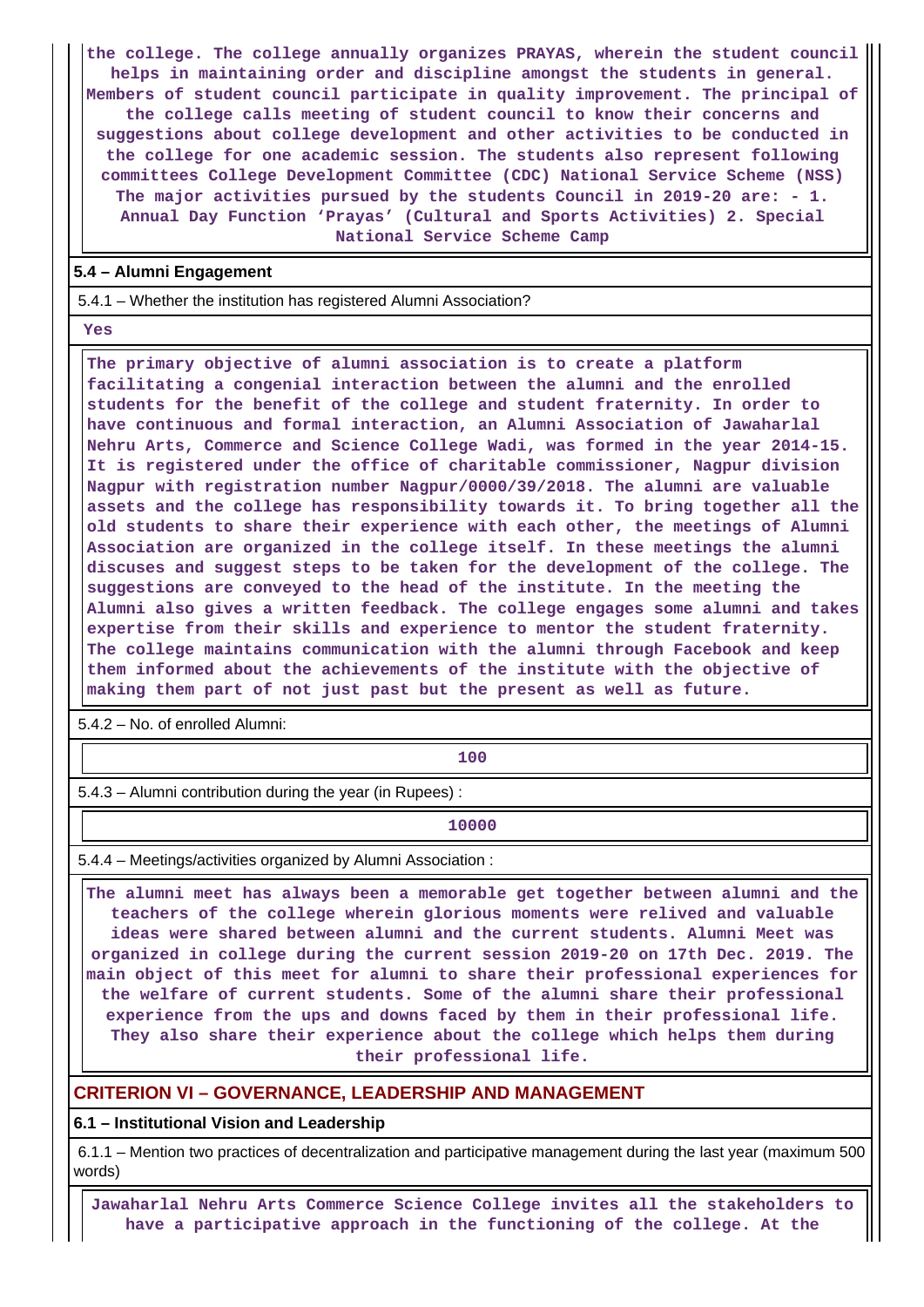the college. The college annually organizes PRAYAS, wherein the student council helps in maintaining order and discipline amongst the students in general. Members of student council participate in quality improvement. The principal of the college calls meeting of student council to know their concerns and suggestions about college development and other activities to be conducted in the college for one academic session. The students also represent following committees College Development Committee (CDC) National Service Scheme (NSS) The major activities pursued by the students Council in 2019-20 are: - 1. Annual Day Function 'Prayas' (Cultural and Sports Activities) 2. Special National Service Scheme Camp

**5.4 – Alumni Engagement**

5.4.1 – Whether the institution has registered Alumni Association?

Yes

The primary objective of alumni association is to create a platform facilitating a congenial interaction between the alumni and the enrolled students for the benefit of the college and student fraternity. In order to have continuous and formal interaction, an Alumni Association of Jawaharlal Nehru Arts, Commerce and Science College Wadi, was formed in the year 2014-15. It is registered under the office of charitable commissioner, Nagpur division Nagpur with registration number Nagpur/0000/39/2018. The alumni are valuable assets and the college has responsibility towards it. To bring together all the old students to share their experience with each other, the meetings of Alumni Association are organized in the college itself. In these meetings the alumni discuses and suggest steps to be taken for the development of the college. The suggestions are conveyed to the head of the institute. In the meeting the Alumni also gives a written feedback. The college engages some alumni and takes expertise from their skills and experience to mentor the student fraternity. The college maintains communication with the alumni through Facebook and keep them informed about the achievements of the institute with the objective of making them part of not just past but the present as well as future.

5.4.2 – No. of enrolled Alumni:

100

5.4.3 – Alumni contribution during the year (in Rupees) :

10000

5.4.4 – Meetings/activities organized by Alumni Association :

The alumni meet has always been a memorable get together between alumni and the teachers of the college wherein glorious moments were relived and valuable ideas were shared between alumni and the current students. Alumni Meet was organized in college during the current session 2019-20 on 17th Dec. 2019. The main object of this meet for alumni to share their professional experiences for the welfare of current students. Some of the alumni share their professional experience from the ups and downs faced by them in their professional life. They also share their experience about the college which helps them during their professional life.

## CRITERION VI – GOVERNANCE, LEADERSHIP AND MANAGEMENT

**6.1 – Institutional Vision and Leadership**

6.1.1 – Mention two practices of decentralization and participative management during the last year (maximum 500 words)

Jawaharlal Nehru Arts Commerce Science College invites all the stakeholders to have a participative approach in the functioning of the college. At the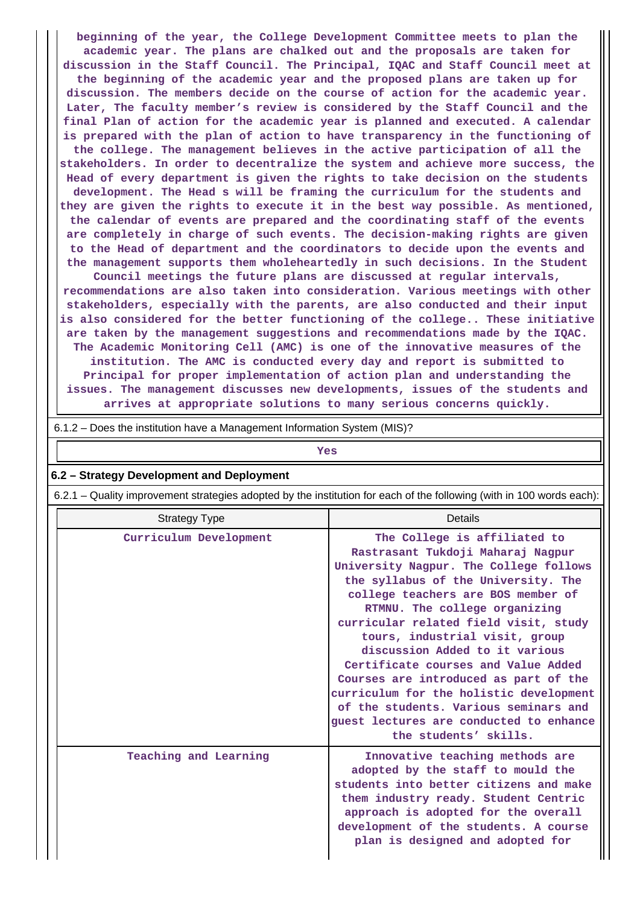beginning of the year, the College Development Committee meets to plan the academic year. The plans are chalked out and the proposals are taken for discussion in the Staff Council. The Principal, IQAC and Staff Council meet at the beginning of the academic year and the proposed plans are taken up for discussion. The members decide on the course of action for the academic year. Later, The faculty member's review is considered by the Staff Council and the final Plan of action for the academic year is planned and executed. A calendar is prepared with the plan of action to have transparency in the functioning of the college. The management believes in the active participation of all the stakeholders. In order to decentralize the system and achieve more success, the Head of every department is given the rights to take decision on the students development. The Head s will be framing the curriculum for the students and they are given the rights to execute it in the best way possible. As mentioned, the calendar of events are prepared and the coordinating staff of the events are completely in charge of such events. The decision-making rights are given to the Head of department and the coordinators to decide upon the events and the management supports them wholeheartedly in such decisions. In the Student Council meetings the future plans are discussed at regular intervals, recommendations are also taken into consideration. Various meetings with other stakeholders, especially with the parents, are also conducted and their input is also considered for the better functioning of the college.. These initiative are taken by the management suggestions and recommendations made by the IQAC. The Academic Monitoring Cell (AMC) is one of the innovative measures of the institution. The AMC is conducted every day and report is submitted to Principal for proper implementation of action plan and understanding the issues. The management discusses new developments, issues of the students and arrives at appropriate solutions to many serious concerns quickly.

6.1.2 – Does the institution have a Management Information System (MIS)?

Yes

**6.2 – Strategy Development and Deployment**

6.2.1 – Quality improvement strategies adopted by the institution for each of the following (with in 100 words each):

| Strategy Type | Details |
|---|---|
| Curriculum Development | The College is affiliated to Rastrasant Tukdoji Maharaj Nagpur University Nagpur. The College follows the syllabus of the University. The college teachers are BOS member of RTMNU. The college organizing curricular related field visit, study tours, industrial visit, group discussion Added to it various Certificate courses and Value Added Courses are introduced as part of the curriculum for the holistic development of the students. Various seminars and guest lectures are conducted to enhance the students' skills. |
| Teaching and Learning | Innovative teaching methods are adopted by the staff to mould the students into better citizens and make them industry ready. Student Centric approach is adopted for the overall development of the students. A course plan is designed and adopted for |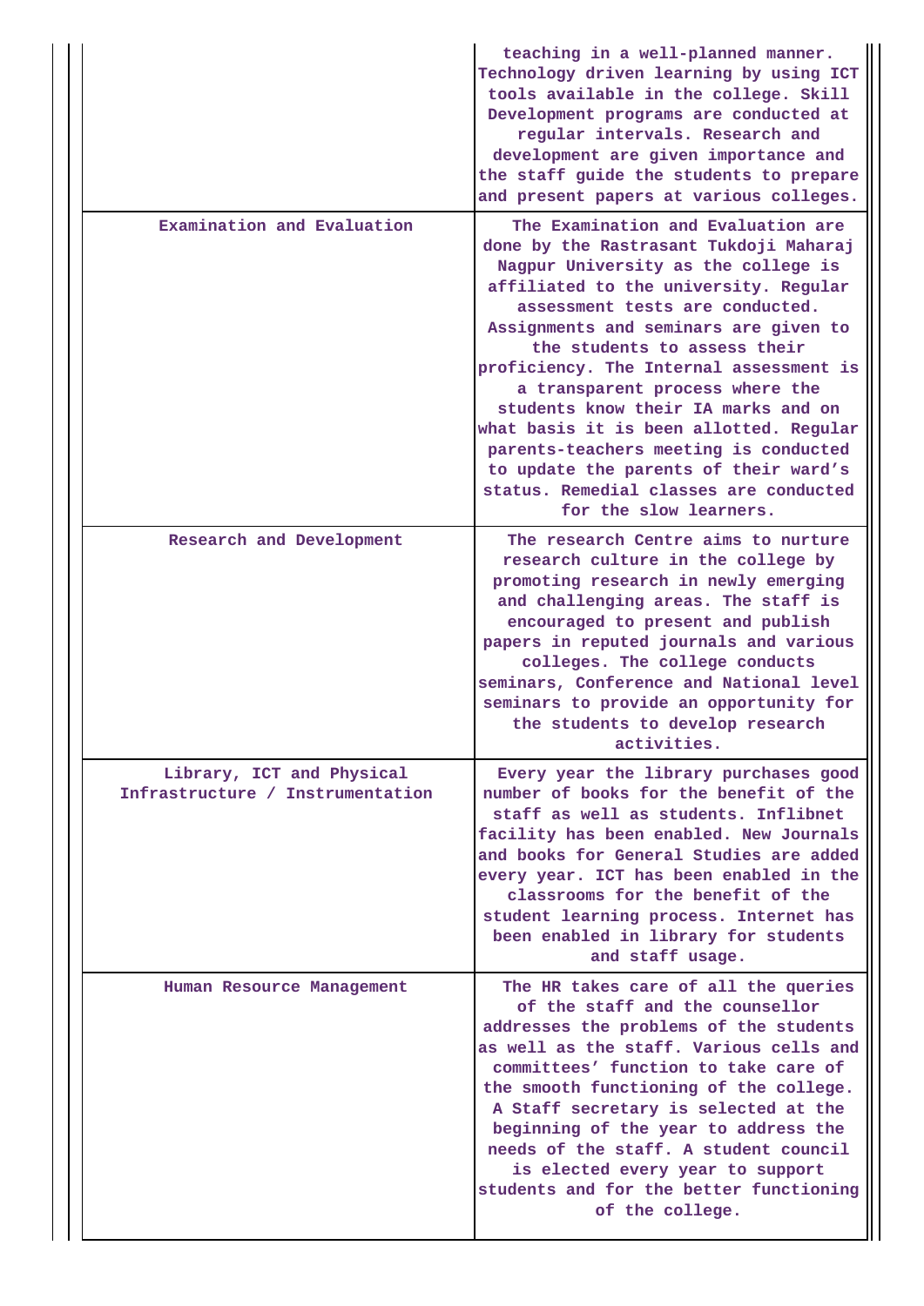| | |
|---|---|
| | teaching in a well-planned manner. Technology driven learning by using ICT tools available in the college. Skill Development programs are conducted at regular intervals. Research and development are given importance and the staff guide the students to prepare and present papers at various colleges. |
| Examination and Evaluation | The Examination and Evaluation are done by the Rastrasant Tukdoji Maharaj Nagpur University as the college is affiliated to the university. Regular assessment tests are conducted. Assignments and seminars are given to the students to assess their proficiency. The Internal assessment is a transparent process where the students know their IA marks and on what basis it is been allotted. Regular parents-teachers meeting is conducted to update the parents of their ward's status. Remedial classes are conducted for the slow learners. |
| Research and Development | The research Centre aims to nurture research culture in the college by promoting research in newly emerging and challenging areas. The staff is encouraged to present and publish papers in reputed journals and various colleges. The college conducts seminars, Conference and National level seminars to provide an opportunity for the students to develop research activities. |
| Library, ICT and Physical Infrastructure / Instrumentation | Every year the library purchases good number of books for the benefit of the staff as well as students. Inflibnet facility has been enabled. New Journals and books for General Studies are added every year. ICT has been enabled in the classrooms for the benefit of the student learning process. Internet has been enabled in library for students and staff usage. |
| Human Resource Management | The HR takes care of all the queries of the staff and the counsellor addresses the problems of the students as well as the staff. Various cells and committees' function to take care of the smooth functioning of the college. A Staff secretary is selected at the beginning of the year to address the needs of the staff. A student council is elected every year to support students and for the better functioning of the college. |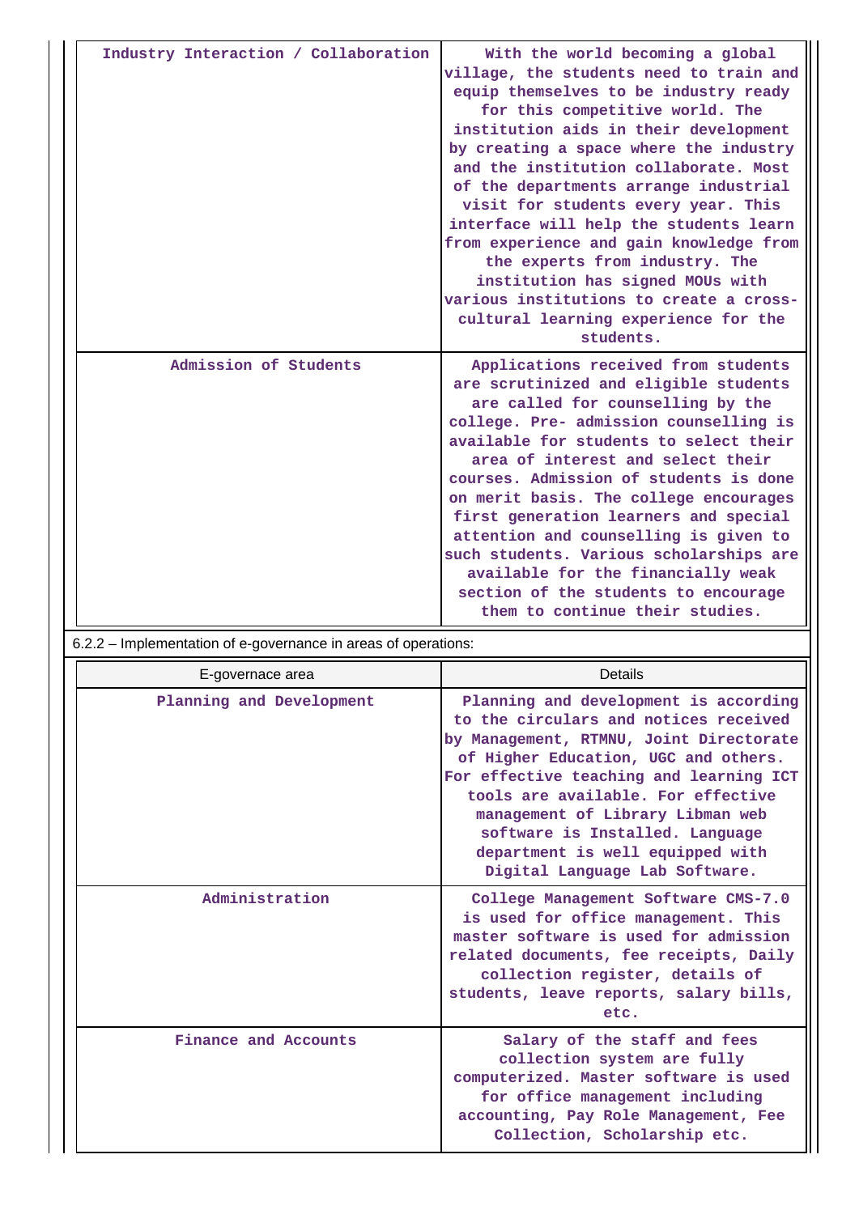| | |
|---|---|
| Industry Interaction / Collaboration | With the world becoming a global village, the students need to train and equip themselves to be industry ready for this competitive world. The institution aids in their development by creating a space where the industry and the institution collaborate. Most of the departments arrange industrial visit for students every year. This interface will help the students learn from experience and gain knowledge from the experts from industry. The institution has signed MOUs with various institutions to create a cross-cultural learning experience for the students. |
| Admission of Students | Applications received from students are scrutinized and eligible students are called for counselling by the college. Pre- admission counselling is available for students to select their area of interest and select their courses. Admission of students is done on merit basis. The college encourages first generation learners and special attention and counselling is given to such students. Various scholarships are available for the financially weak section of the students to encourage them to continue their studies. |

6.2.2 – Implementation of e-governance in areas of operations:

| E-governace area | Details |
|---|---|
| Planning and Development | Planning and development is according to the circulars and notices received by Management, RTMNU, Joint Directorate of Higher Education, UGC and others. For effective teaching and learning ICT tools are available. For effective management of Library Libman web software is Installed. Language department is well equipped with Digital Language Lab Software. |
| Administration | College Management Software CMS-7.0 is used for office management. This master software is used for admission related documents, fee receipts, Daily collection register, details of students, leave reports, salary bills, etc. |
| Finance and Accounts | Salary of the staff and fees collection system are fully computerized. Master software is used for office management including accounting, Pay Role Management, Fee Collection, Scholarship etc. |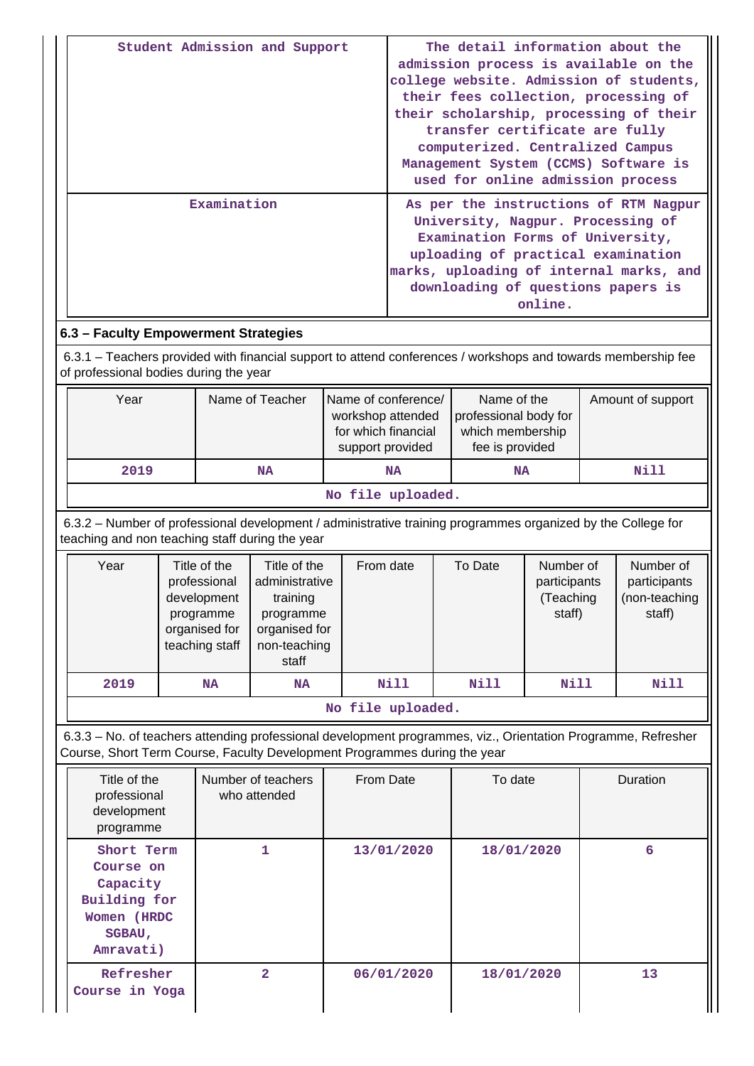| Student Admission and Support | The detail information about the admission process is available on the college website. Admission of students, their fees collection, processing of their scholarship, processing of their transfer certificate are fully computerized. Centralized Campus Management System (CCMS) Software is used for online admission process |
|---|---|
| Examination | As per the instructions of RTM Nagpur University, Nagpur. Processing of Examination Forms of University, uploading of practical examination marks, uploading of internal marks, and downloading of questions papers is online. |

### 6.3 – Faculty Empowerment Strategies

6.3.1 – Teachers provided with financial support to attend conferences / workshops and towards membership fee of professional bodies during the year

| Year | Name of Teacher | Name of conference/ workshop attended for which financial support provided | Name of the professional body for which membership fee is provided | Amount of support |
|---|---|---|---|---|
| 2019 | NA | NA | NA | Nill |
| No file uploaded. | | | | |

6.3.2 – Number of professional development / administrative training programmes organized by the College for teaching and non teaching staff during the year

| Year | Title of the professional development programme organised for teaching staff | Title of the administrative training programme organised for non-teaching staff | From date | To Date | Number of participants (Teaching staff) | Number of participants (non-teaching staff) |
|---|---|---|---|---|---|---|
| 2019 | NA | NA | Nill | Nill | Nill | Nill |
| No file uploaded. | | | | | | |

6.3.3 – No. of teachers attending professional development programmes, viz., Orientation Programme, Refresher Course, Short Term Course, Faculty Development Programmes during the year

| Title of the professional development programme | Number of teachers who attended | From Date | To date | Duration |
|---|---|---|---|---|
| Short Term Course on Capacity Building for Women (HRDC SGBAU, Amravati) | 1 | 13/01/2020 | 18/01/2020 | 6 |
| Refresher Course in Yoga | 2 | 06/01/2020 | 18/01/2020 | 13 |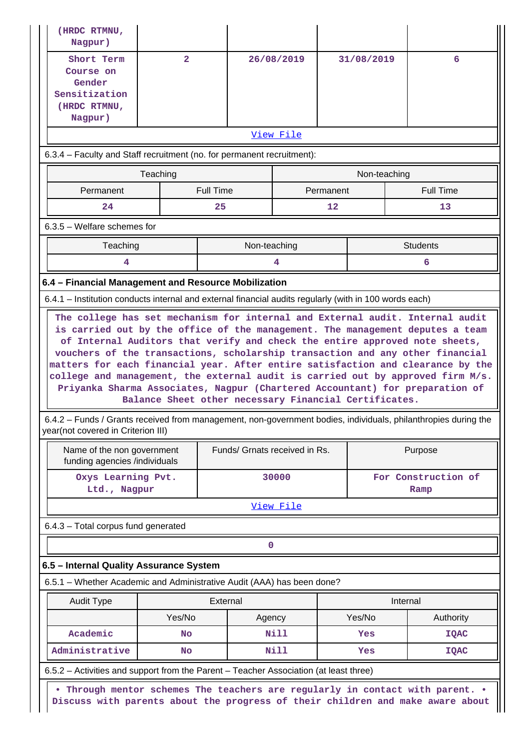| | | | | |
|---|---|---|---|---|
| (HRDC RTMNU, Nagpur) | | | | |
| Short Term Course on Gender Sensitization (HRDC RTMNU, Nagpur) | 2 | 26/08/2019 | 31/08/2019 | 6 |
| View File | | | | |

6.3.4 – Faculty and Staff recruitment (no. for permanent recruitment):

| Teaching | | Non-teaching | |
|---|---|---|---|
| Permanent | Full Time | Permanent | Full Time |
| 24 | 25 | 12 | 13 |

6.3.5 – Welfare schemes for

| Teaching | Non-teaching | Students |
|---|---|---|
| 4 | 4 | 6 |

**6.4 – Financial Management and Resource Mobilization**

6.4.1 – Institution conducts internal and external financial audits regularly (with in 100 words each)

The college has set mechanism for internal and External audit. Internal audit is carried out by the office of the management. The management deputes a team of Internal Auditors that verify and check the entire approved note sheets, vouchers of the transactions, scholarship transaction and any other financial matters for each financial year. After entire satisfaction and clearance by the college and management, the external audit is carried out by approved firm M/s. Priyanka Sharma Associates, Nagpur (Chartered Accountant) for preparation of Balance Sheet other necessary Financial Certificates.

6.4.2 – Funds / Grants received from management, non-government bodies, individuals, philanthropies during the year(not covered in Criterion III)

| Name of the non government funding agencies /individuals | Funds/ Grnats received in Rs. | Purpose |
|---|---|---|
| Oxys Learning Pvt. Ltd., Nagpur | 30000 | For Construction of Ramp |
| View File | | |

6.4.3 – Total corpus fund generated

| 0 |
|---|

**6.5 – Internal Quality Assurance System**

6.5.1 – Whether Academic and Administrative Audit (AAA) has been done?

| Audit Type | External | | Internal | |
|---|---|---|---|---|
| | Yes/No | Agency | Yes/No | Authority |
| Academic | No | Nill | Yes | IQAC |
| Administrative | No | Nill | Yes | IQAC |

6.5.2 – Activities and support from the Parent – Teacher Association (at least three)

• Through mentor schemes The teachers are regularly in contact with parent. • Discuss with parents about the progress of their children and make aware about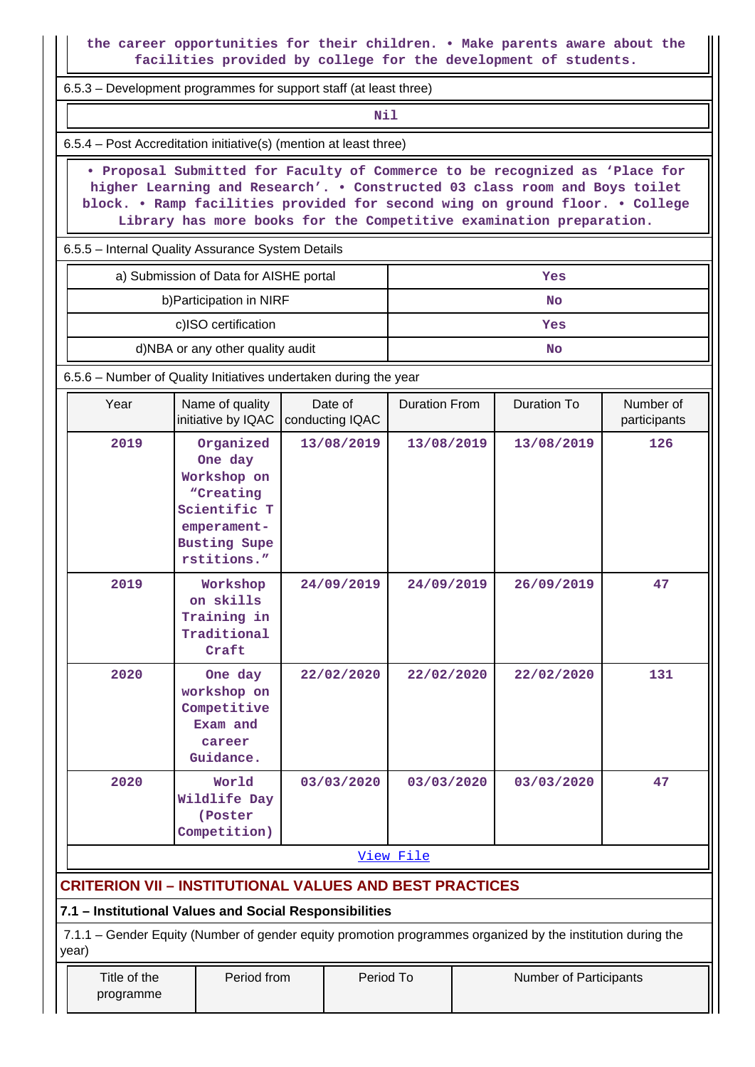the career opportunities for their children. • Make parents aware about the facilities provided by college for the development of students.

6.5.3 – Development programmes for support staff (at least three)

Nil

6.5.4 – Post Accreditation initiative(s) (mention at least three)

• Proposal Submitted for Faculty of Commerce to be recognized as 'Place for higher Learning and Research'. • Constructed 03 class room and Boys toilet block. • Ramp facilities provided for second wing on ground floor. • College Library has more books for the Competitive examination preparation.

6.5.5 – Internal Quality Assurance System Details

| | |
|---|---|
| a) Submission of Data for AISHE portal | Yes |
| b)Participation in NIRF | No |
| c)ISO certification | Yes |
| d)NBA or any other quality audit | No |

6.5.6 – Number of Quality Initiatives undertaken during the year

| Year | Name of quality initiative by IQAC | Date of conducting IQAC | Duration From | Duration To | Number of participants |
|---|---|---|---|---|---|
| 2019 | Organized One day Workshop on "Creating Scientific Temperament-Busting Superstitions." | 13/08/2019 | 13/08/2019 | 13/08/2019 | 126 |
| 2019 | Workshop on skills Training in Traditional Craft | 24/09/2019 | 24/09/2019 | 26/09/2019 | 47 |
| 2020 | One day workshop on Competitive Exam and career Guidance. | 22/02/2020 | 22/02/2020 | 22/02/2020 | 131 |
| 2020 | World Wildlife Day (Poster Competition) | 03/03/2020 | 03/03/2020 | 03/03/2020 | 47 |

View File

## CRITERION VII – INSTITUTIONAL VALUES AND BEST PRACTICES

### 7.1 – Institutional Values and Social Responsibilities

7.1.1 – Gender Equity (Number of gender equity promotion programmes organized by the institution during the year)

| Title of the programme | Period from | Period To | Number of Participants |
|---|---|---|---|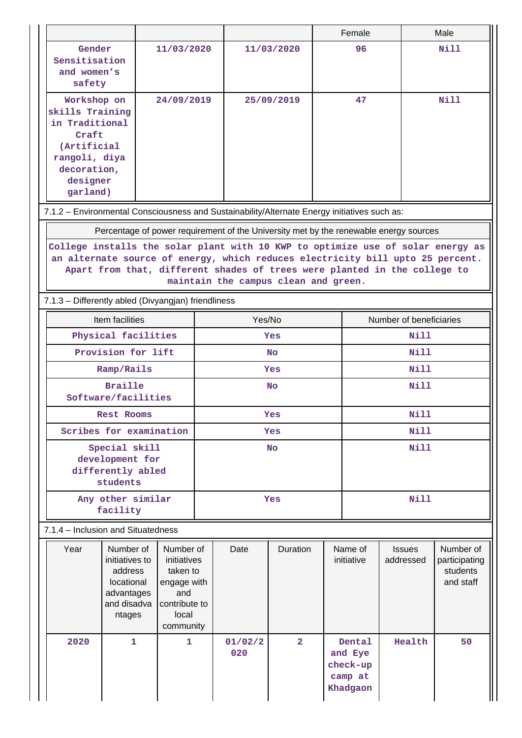| | | | Female | Male |
|---|---|---|---|---|
| Gender Sensitisation and women's safety | 11/03/2020 | 11/03/2020 | 96 | Nill |
| Workshop on skills Training in Traditional Craft (Artificial rangoli, diya decoration, designer garland) | 24/09/2019 | 25/09/2019 | 47 | Nill |

7.1.2 – Environmental Consciousness and Sustainability/Alternate Energy initiatives such as:

| Percentage of power requirement of the University met by the renewable energy sources |
|---|
| College installs the solar plant with 10 KWP to optimize use of solar energy as an alternate source of energy, which reduces electricity bill upto 25 percent. Apart from that, different shades of trees were planted in the college to maintain the campus clean and green. |

7.1.3 – Differently abled (Divyangjan) friendliness

| Item facilities | Yes/No | Number of beneficiaries |
|---|---|---|
| Physical facilities | Yes | Nill |
| Provision for lift | No | Nill |
| Ramp/Rails | Yes | Nill |
| Braille Software/facilities | No | Nill |
| Rest Rooms | Yes | Nill |
| Scribes for examination | Yes | Nill |
| Special skill development for differently abled students | No | Nill |
| Any other similar facility | Yes | Nill |

7.1.4 – Inclusion and Situatedness

| Year | Number of initiatives to address locational advantages and disadvantages | Number of initiatives taken to engage with and contribute to local community | Date | Duration | Name of initiative | Issues addressed | Number of participating students and staff |
|---|---|---|---|---|---|---|---|
| 2020 | 1 | 1 | 01/02/2020 | 2 | Dental and Eye check-up camp at Khadgaon | Health | 50 |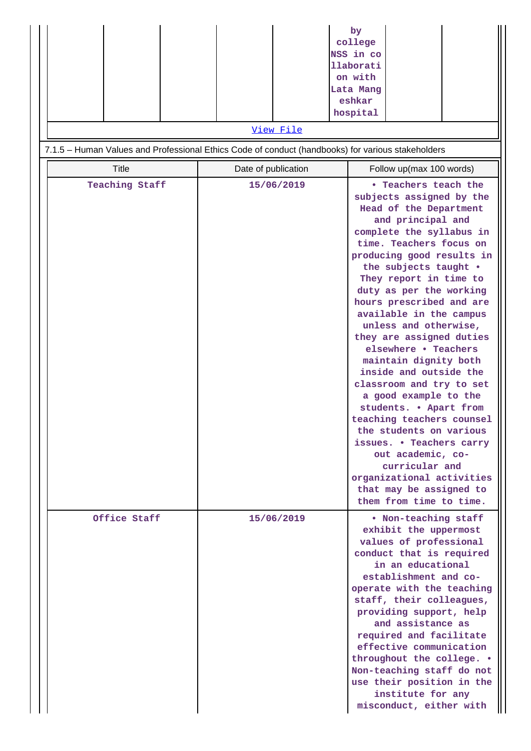| | | | | | by college NSS in collaboration with Lata Mangeshkar hospital | | |
|---|---|---|---|---|---|---|---|

View File

7.1.5 – Human Values and Professional Ethics Code of conduct (handbooks) for various stakeholders

| Title | Date of publication | Follow up(max 100 words) |
|---|---|---|
| Teaching Staff | 15/06/2019 | • Teachers teach the subjects assigned by the Head of the Department and principal and complete the syllabus in time. Teachers focus on producing good results in the subjects taught • They report in time to duty as per the working hours prescribed and are available in the campus unless and otherwise, they are assigned duties elsewhere • Teachers maintain dignity both inside and outside the classroom and try to set a good example to the students. • Apart from teaching teachers counsel the students on various issues. • Teachers carry out academic, co-curricular and organizational activities that may be assigned to them from time to time. |
| Office Staff | 15/06/2019 | • Non-teaching staff exhibit the uppermost values of professional conduct that is required in an educational establishment and co-operate with the teaching staff, their colleagues, providing support, help and assistance as required and facilitate effective communication throughout the college. • Non-teaching staff do not use their position in the institute for any misconduct, either with |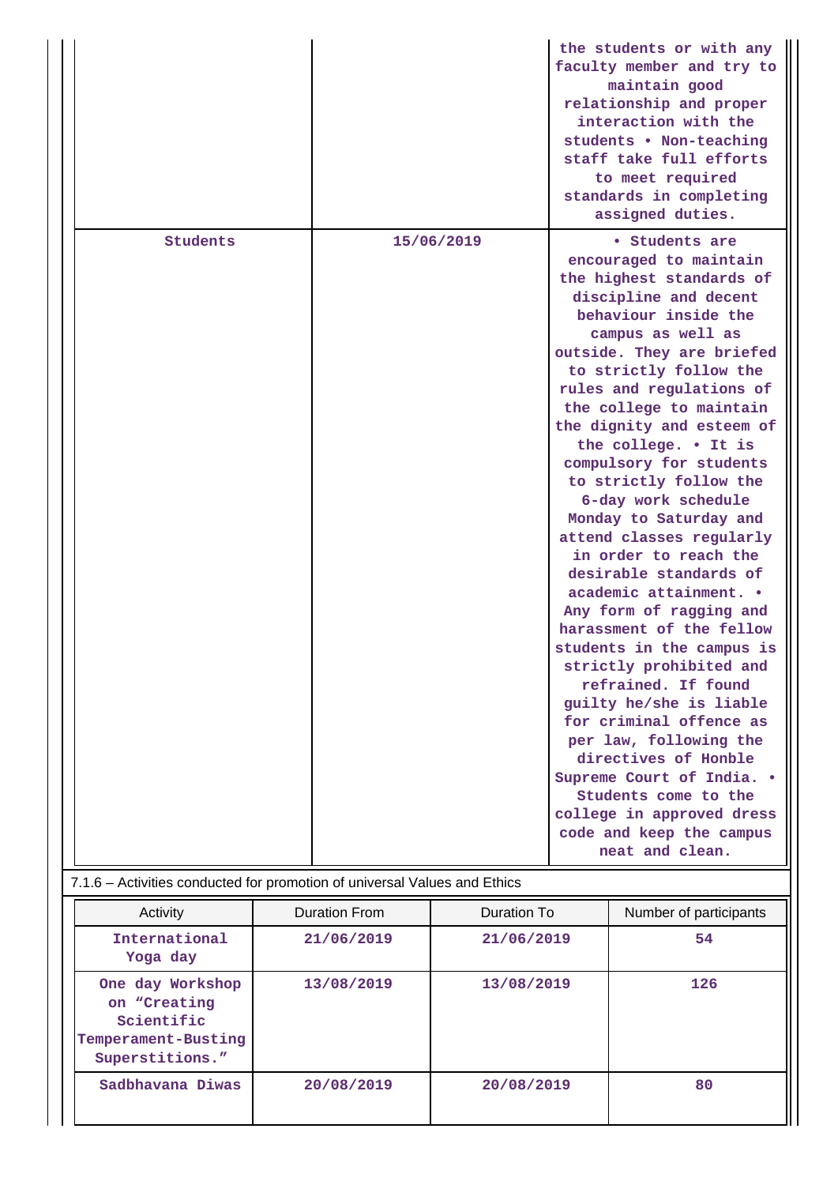| | | |
|---|---|---|
| | | the students or with any faculty member and try to maintain good relationship and proper interaction with the students • Non-teaching staff take full efforts to meet required standards in completing assigned duties. |
| Students | 15/06/2019 | • Students are encouraged to maintain the highest standards of discipline and decent behaviour inside the campus as well as outside. They are briefed to strictly follow the rules and regulations of the college to maintain the dignity and esteem of the college. • It is compulsory for students to strictly follow the 6-day work schedule Monday to Saturday and attend classes regularly in order to reach the desirable standards of academic attainment. • Any form of ragging and harassment of the fellow students in the campus is strictly prohibited and refrained. If found guilty he/she is liable for criminal offence as per law, following the directives of Honble Supreme Court of India. • Students come to the college in approved dress code and keep the campus neat and clean. |

7.1.6 – Activities conducted for promotion of universal Values and Ethics

| Activity | Duration From | Duration To | Number of participants |
|---|---|---|---|
| International Yoga day | 21/06/2019 | 21/06/2019 | 54 |
| One day Workshop on “Creating Scientific Temperament-Busting Superstitions.” | 13/08/2019 | 13/08/2019 | 126 |
| Sadbhavana Diwas | 20/08/2019 | 20/08/2019 | 80 |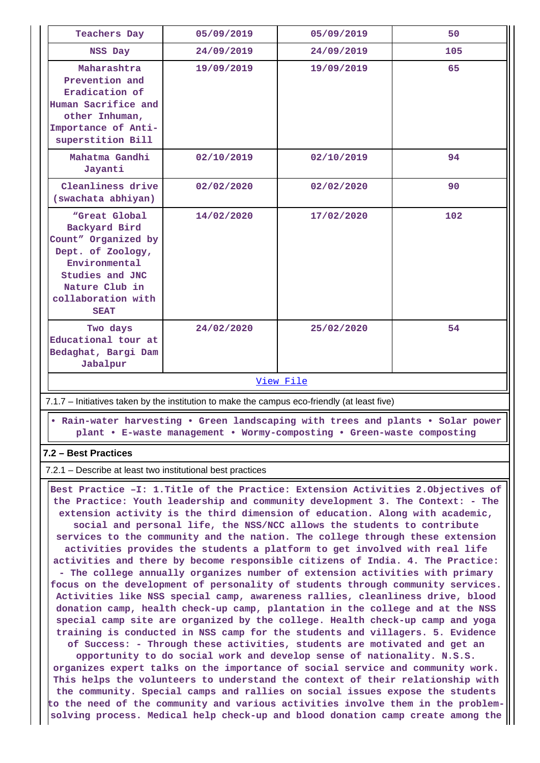| Teachers Day | 05/09/2019 | 05/09/2019 | 50 |
|---|---|---|---|
| NSS Day | 24/09/2019 | 24/09/2019 | 105 |
| Maharashtra Prevention and Eradication of Human Sacrifice and other Inhuman, Importance of Anti-superstition Bill | 19/09/2019 | 19/09/2019 | 65 |
| Mahatma Gandhi Jayanti | 02/10/2019 | 02/10/2019 | 94 |
| Cleanliness drive (swachata abhiyan) | 02/02/2020 | 02/02/2020 | 90 |
| "Great Global Backyard Bird Count" Organized by Dept. of Zoology, Environmental Studies and JNC Nature Club in collaboration with SEAT | 14/02/2020 | 17/02/2020 | 102 |
| Two days Educational tour at Bedaghat, Bargi Dam Jabalpur | 24/02/2020 | 25/02/2020 | 54 |

View File

7.1.7 – Initiatives taken by the institution to make the campus eco-friendly (at least five)

• Rain-water harvesting • Green landscaping with trees and plants • Solar power plant • E-waste management • Wormy-composting • Green-waste composting

**7.2 – Best Practices**

7.2.1 – Describe at least two institutional best practices

Best Practice –I: 1.Title of the Practice: Extension Activities 2.Objectives of the Practice: Youth leadership and community development 3. The Context: - The extension activity is the third dimension of education. Along with academic, social and personal life, the NSS/NCC allows the students to contribute services to the community and the nation. The college through these extension activities provides the students a platform to get involved with real life activities and there by become responsible citizens of India. 4. The Practice: - The college annually organizes number of extension activities with primary focus on the development of personality of students through community services. Activities like NSS special camp, awareness rallies, cleanliness drive, blood donation camp, health check-up camp, plantation in the college and at the NSS special camp site are organized by the college. Health check-up camp and yoga training is conducted in NSS camp for the students and villagers. 5. Evidence of Success: - Through these activities, students are motivated and get an opportunity to do social work and develop sense of nationality. N.S.S. organizes expert talks on the importance of social service and community work. This helps the volunteers to understand the context of their relationship with the community. Special camps and rallies on social issues expose the students to the need of the community and various activities involve them in the problem-solving process. Medical help check-up and blood donation camp create among the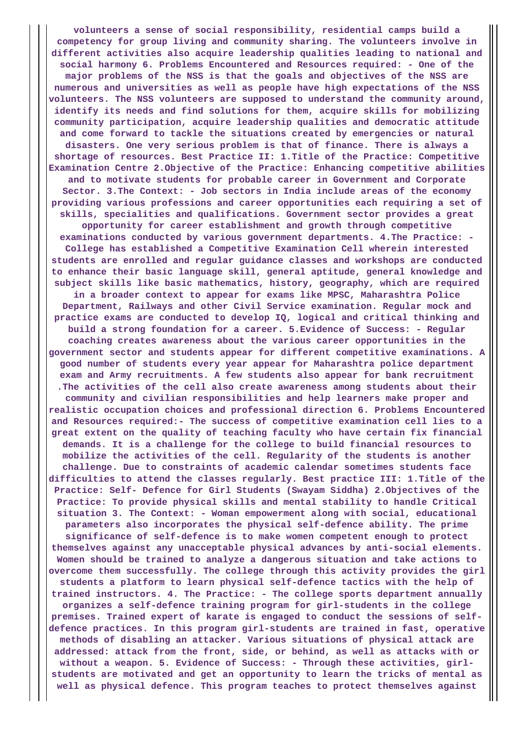**volunteers a sense of social responsibility, residential camps build a competency for group living and community sharing. The volunteers involve in different activities also acquire leadership qualities leading to national and social harmony 6. Problems Encountered and Resources required: - One of the major problems of the NSS is that the goals and objectives of the NSS are numerous and universities as well as people have high expectations of the NSS volunteers. The NSS volunteers are supposed to understand the community around, identify its needs and find solutions for them, acquire skills for mobilizing community participation, acquire leadership qualities and democratic attitude and come forward to tackle the situations created by emergencies or natural disasters. One very serious problem is that of finance. There is always a shortage of resources. Best Practice II: 1.Title of the Practice: Competitive Examination Centre 2.Objective of the Practice: Enhancing competitive abilities and to motivate students for probable career in Government and Corporate Sector. 3.The Context: - Job sectors in India include areas of the economy providing various professions and career opportunities each requiring a set of skills, specialities and qualifications. Government sector provides a great opportunity for career establishment and growth through competitive examinations conducted by various government departments. 4.The Practice: - College has established a Competitive Examination Cell wherein interested students are enrolled and regular guidance classes and workshops are conducted to enhance their basic language skill, general aptitude, general knowledge and subject skills like basic mathematics, history, geography, which are required in a broader context to appear for exams like MPSC, Maharashtra Police Department, Railways and other Civil Service examination. Regular mock and practice exams are conducted to develop IQ, logical and critical thinking and build a strong foundation for a career. 5.Evidence of Success: - Regular coaching creates awareness about the various career opportunities in the government sector and students appear for different competitive examinations. A good number of students every year appear for Maharashtra police department exam and Army recruitments. A few students also appear for bank recruitment .The activities of the cell also create awareness among students about their community and civilian responsibilities and help learners make proper and realistic occupation choices and professional direction 6. Problems Encountered and Resources required:- The success of competitive examination cell lies to a great extent on the quality of teaching faculty who have certain fix financial demands. It is a challenge for the college to build financial resources to mobilize the activities of the cell. Regularity of the students is another challenge. Due to constraints of academic calendar sometimes students face difficulties to attend the classes regularly. Best practice III: 1.Title of the Practice: Self- Defence for Girl Students (Swayam Siddha) 2.Objectives of the Practice: To provide physical skills and mental stability to handle Critical situation 3. The Context: - Woman empowerment along with social, educational parameters also incorporates the physical self-defence ability. The prime significance of self-defence is to make women competent enough to protect themselves against any unacceptable physical advances by anti-social elements. Women should be trained to analyze a dangerous situation and take actions to overcome them successfully. The college through this activity provides the girl students a platform to learn physical self-defence tactics with the help of trained instructors. 4. The Practice: - The college sports department annually organizes a self-defence training program for girl-students in the college premises. Trained expert of karate is engaged to conduct the sessions of self-defence practices. In this program girl-students are trained in fast, operative methods of disabling an attacker. Various situations of physical attack are addressed: attack from the front, side, or behind, as well as attacks with or without a weapon. 5. Evidence of Success: - Through these activities, girl-students are motivated and get an opportunity to learn the tricks of mental as well as physical defence. This program teaches to protect themselves against**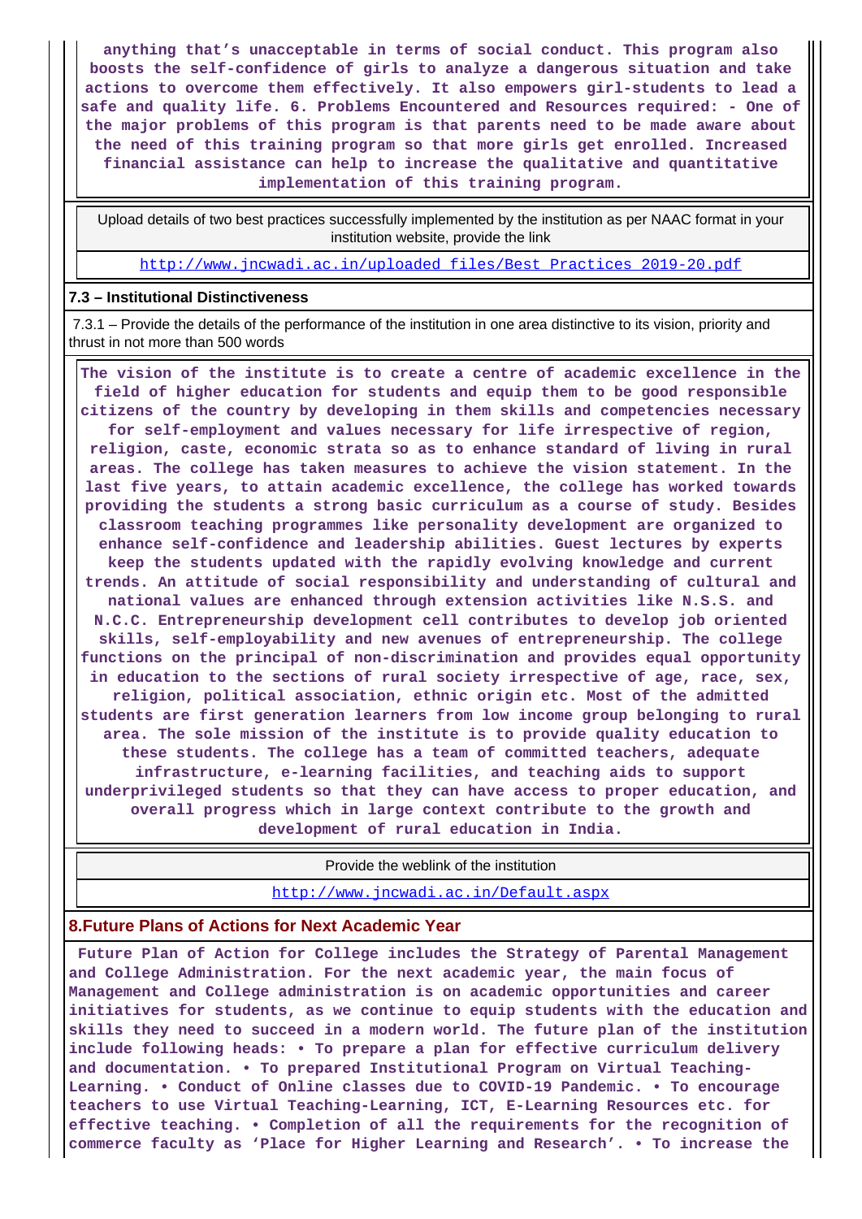**anything that's unacceptable in terms of social conduct. This program also boosts the self-confidence of girls to analyze a dangerous situation and take actions to overcome them effectively. It also empowers girl-students to lead a safe and quality life. 6. Problems Encountered and Resources required: - One of the major problems of this program is that parents need to be made aware about the need of this training program so that more girls get enrolled. Increased financial assistance can help to increase the qualitative and quantitative implementation of this training program.**

| Upload details of two best practices successfully implemented by the institution as per NAAC format in your institution website, provide the link |
|---|
| http://www.jncwadi.ac.in/uploaded_files/Best_Practices_2019-20.pdf |

**7.3 – Institutional Distinctiveness**

7.3.1 – Provide the details of the performance of the institution in one area distinctive to its vision, priority and thrust in not more than 500 words

**The vision of the institute is to create a centre of academic excellence in the field of higher education for students and equip them to be good responsible citizens of the country by developing in them skills and competencies necessary for self-employment and values necessary for life irrespective of region, religion, caste, economic strata so as to enhance standard of living in rural areas. The college has taken measures to achieve the vision statement. In the last five years, to attain academic excellence, the college has worked towards providing the students a strong basic curriculum as a course of study. Besides classroom teaching programmes like personality development are organized to enhance self-confidence and leadership abilities. Guest lectures by experts keep the students updated with the rapidly evolving knowledge and current trends. An attitude of social responsibility and understanding of cultural and national values are enhanced through extension activities like N.S.S. and N.C.C. Entrepreneurship development cell contributes to develop job oriented skills, self-employability and new avenues of entrepreneurship. The college functions on the principal of non-discrimination and provides equal opportunity in education to the sections of rural society irrespective of age, race, sex, religion, political association, ethnic origin etc. Most of the admitted students are first generation learners from low income group belonging to rural area. The sole mission of the institute is to provide quality education to these students. The college has a team of committed teachers, adequate infrastructure, e-learning facilities, and teaching aids to support underprivileged students so that they can have access to proper education, and overall progress which in large context contribute to the growth and development of rural education in India.**

| Provide the weblink of the institution |
|---|
| http://www.jncwadi.ac.in/Default.aspx |

**8.Future Plans of Actions for Next Academic Year**

**Future Plan of Action for College includes the Strategy of Parental Management and College Administration. For the next academic year, the main focus of Management and College administration is on academic opportunities and career initiatives for students, as we continue to equip students with the education and skills they need to succeed in a modern world. The future plan of the institution include following heads: • To prepare a plan for effective curriculum delivery and documentation. • To prepared Institutional Program on Virtual Teaching-Learning. • Conduct of Online classes due to COVID-19 Pandemic. • To encourage teachers to use Virtual Teaching-Learning, ICT, E-Learning Resources etc. for effective teaching. • Completion of all the requirements for the recognition of commerce faculty as 'Place for Higher Learning and Research'. • To increase the**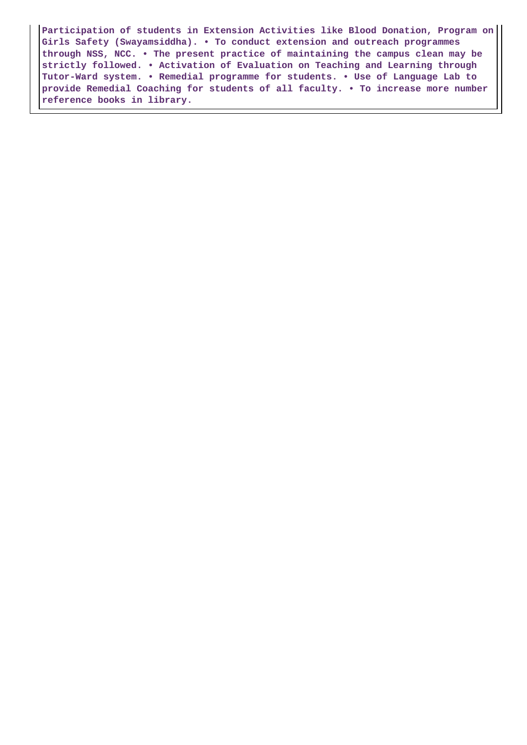**Participation of students in Extension Activities like Blood Donation, Program on Girls Safety (Swayamsiddha). • To conduct extension and outreach programmes through NSS, NCC. • The present practice of maintaining the campus clean may be strictly followed. • Activation of Evaluation on Teaching and Learning through Tutor-Ward system. • Remedial programme for students. • Use of Language Lab to provide Remedial Coaching for students of all faculty. • To increase more number reference books in library.**